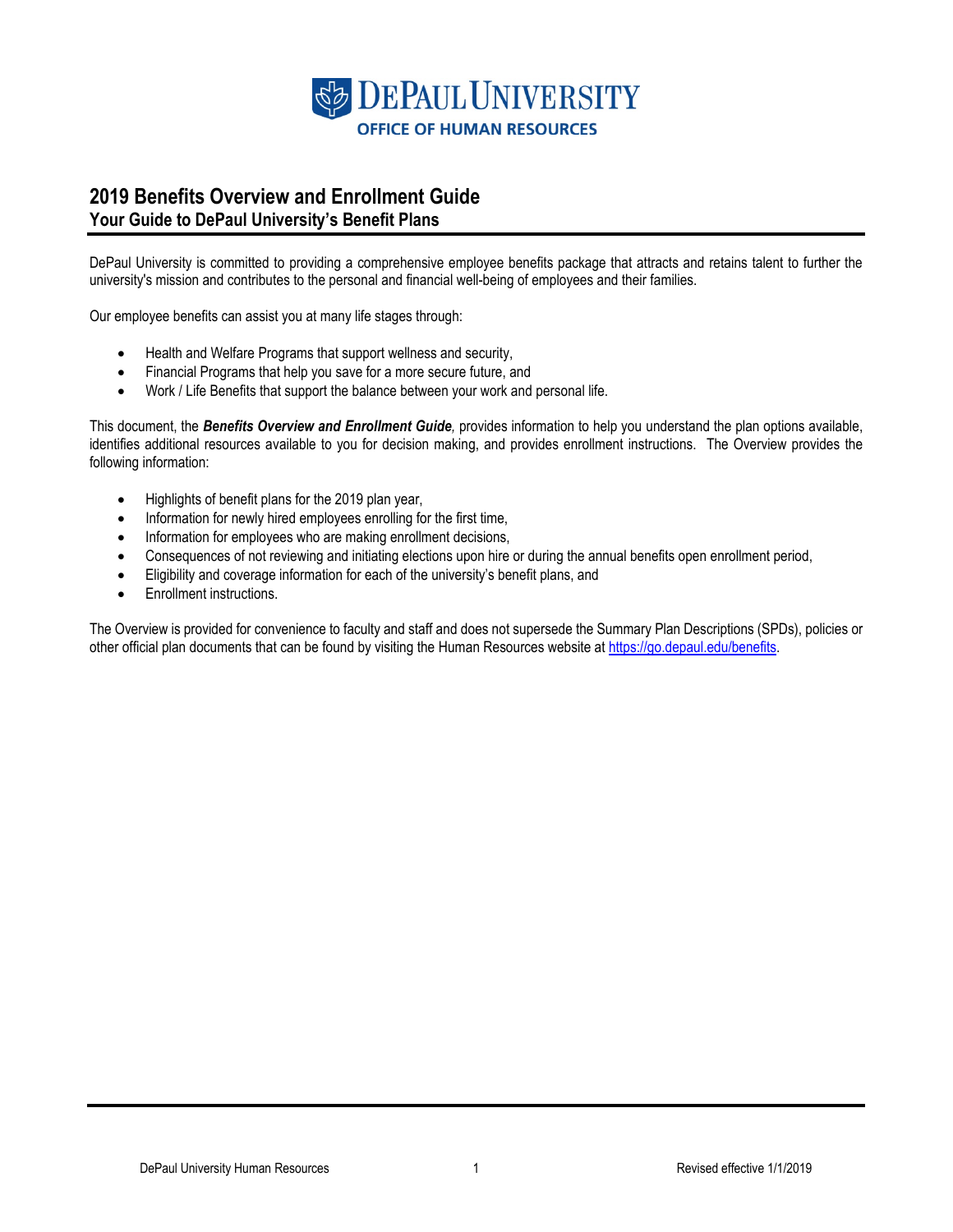DePaul University
OFFICE OF HUMAN RESOURCES

# 2019 Benefits Overview and Enrollment Guide

## Your Guide to DePaul University's Benefit Plans

DePaul University is committed to providing a comprehensive employee benefits package that attracts and retains talent to further the university's mission and contributes to the personal and financial well-being of employees and their families.

Our employee benefits can assist you at many life stages through:

- Health and Welfare Programs that support wellness and security,
- Financial Programs that help you save for a more secure future, and
- Work / Life Benefits that support the balance between your work and personal life.

This document, the ***Benefits Overview and Enrollment Guide***, provides information to help you understand the plan options available, identifies additional resources available to you for decision making, and provides enrollment instructions. The Overview provides the following information:

- Highlights of benefit plans for the 2019 plan year,
- Information for newly hired employees enrolling for the first time,
- Information for employees who are making enrollment decisions,
- Consequences of not reviewing and initiating elections upon hire or during the annual benefits open enrollment period,
- Eligibility and coverage information for each of the university's benefit plans, and
- Enrollment instructions.

The Overview is provided for convenience to faculty and staff and does not supersede the Summary Plan Descriptions (SPDs), policies or other official plan documents that can be found by visiting the Human Resources website at https://go.depaul.edu/benefits.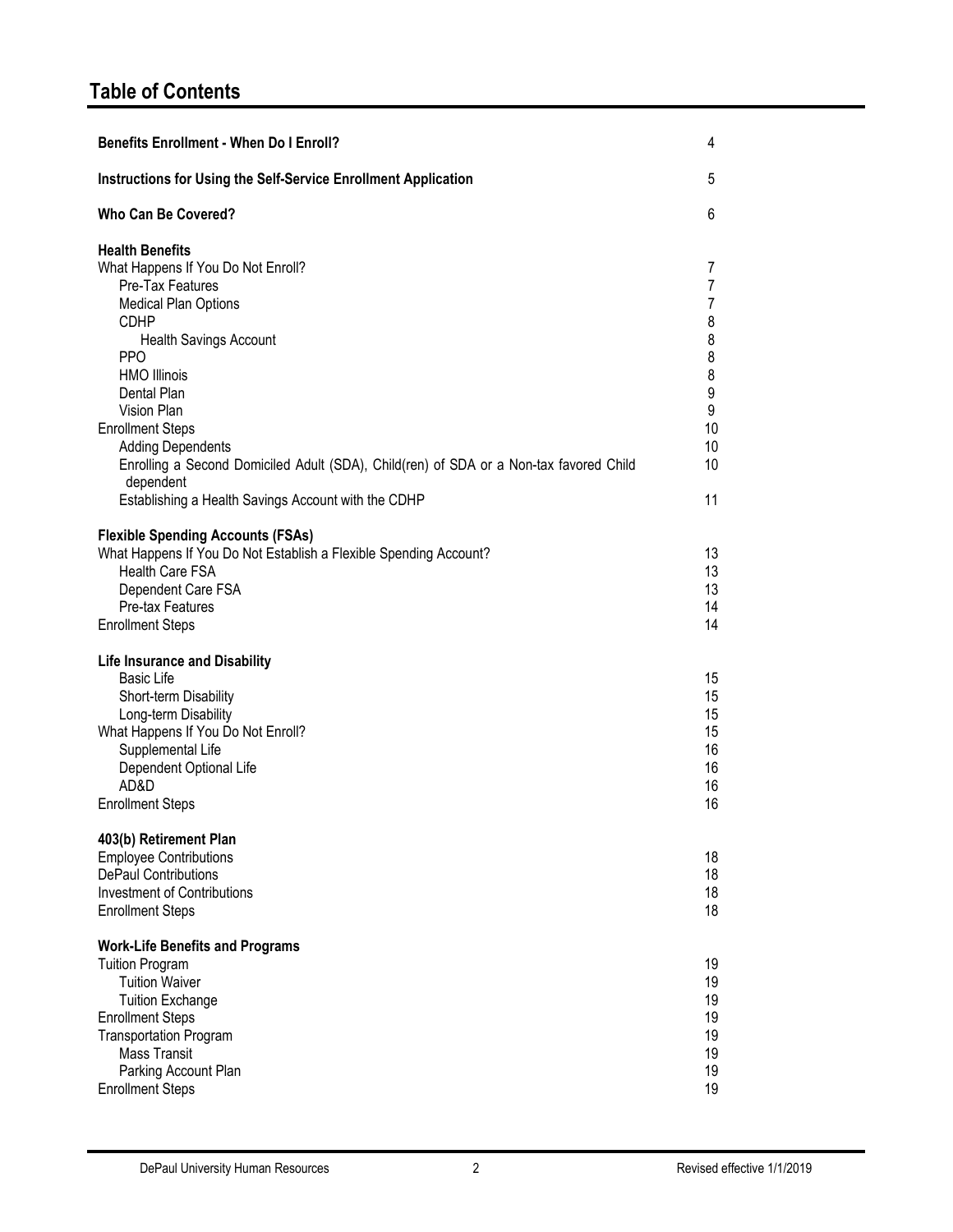## Table of Contents

| | |
|---|---|
| **Benefits Enrollment - When Do I Enroll?** | 4 |
| **Instructions for Using the Self-Service Enrollment Application** | 5 |
| **Who Can Be Covered?** | 6 |
| **Health Benefits** | |
| What Happens If You Do Not Enroll? | 7 |
| Pre-Tax Features | 7 |
| Medical Plan Options | 7 |
| CDHP | 8 |
| Health Savings Account | 8 |
| PPO | 8 |
| HMO Illinois | 8 |
| Dental Plan | 9 |
| Vision Plan | 9 |
| Enrollment Steps | 10 |
| Adding Dependents | 10 |
| Enrolling a Second Domiciled Adult (SDA), Child(ren) of SDA or a Non-tax favored Child dependent | 10 |
| Establishing a Health Savings Account with the CDHP | 11 |
| **Flexible Spending Accounts (FSAs)** | |
| What Happens If You Do Not Establish a Flexible Spending Account? | 13 |
| Health Care FSA | 13 |
| Dependent Care FSA | 13 |
| Pre-tax Features | 14 |
| Enrollment Steps | 14 |
| **Life Insurance and Disability** | |
| Basic Life | 15 |
| Short-term Disability | 15 |
| Long-term Disability | 15 |
| What Happens If You Do Not Enroll? | 15 |
| Supplemental Life | 16 |
| Dependent Optional Life | 16 |
| AD&D | 16 |
| Enrollment Steps | 16 |
| **403(b) Retirement Plan** | |
| Employee Contributions | 18 |
| DePaul Contributions | 18 |
| Investment of Contributions | 18 |
| Enrollment Steps | 18 |
| **Work-Life Benefits and Programs** | |
| Tuition Program | 19 |
| Tuition Waiver | 19 |
| Tuition Exchange | 19 |
| Enrollment Steps | 19 |
| Transportation Program | 19 |
| Mass Transit | 19 |
| Parking Account Plan | 19 |
| Enrollment Steps | 19 |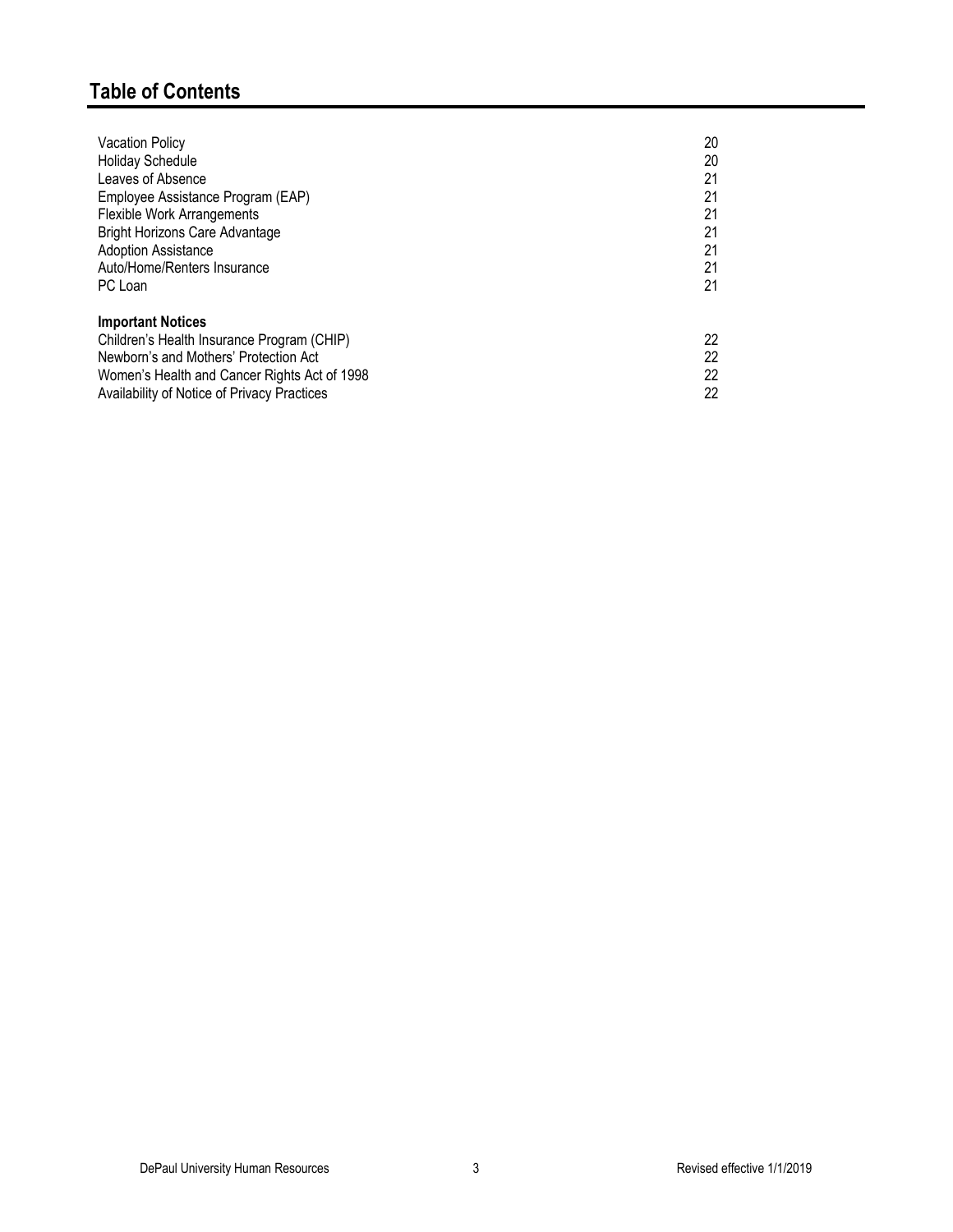## Table of Contents

| | |
|---|---|
| Vacation Policy | 20 |
| Holiday Schedule | 20 |
| Leaves of Absence | 21 |
| Employee Assistance Program (EAP) | 21 |
| Flexible Work Arrangements | 21 |
| Bright Horizons Care Advantage | 21 |
| Adoption Assistance | 21 |
| Auto/Home/Renters Insurance | 21 |
| PC Loan | 21 |
| **Important Notices** | |
| Children's Health Insurance Program (CHIP) | 22 |
| Newborn's and Mothers' Protection Act | 22 |
| Women's Health and Cancer Rights Act of 1998 | 22 |
| Availability of Notice of Privacy Practices | 22 |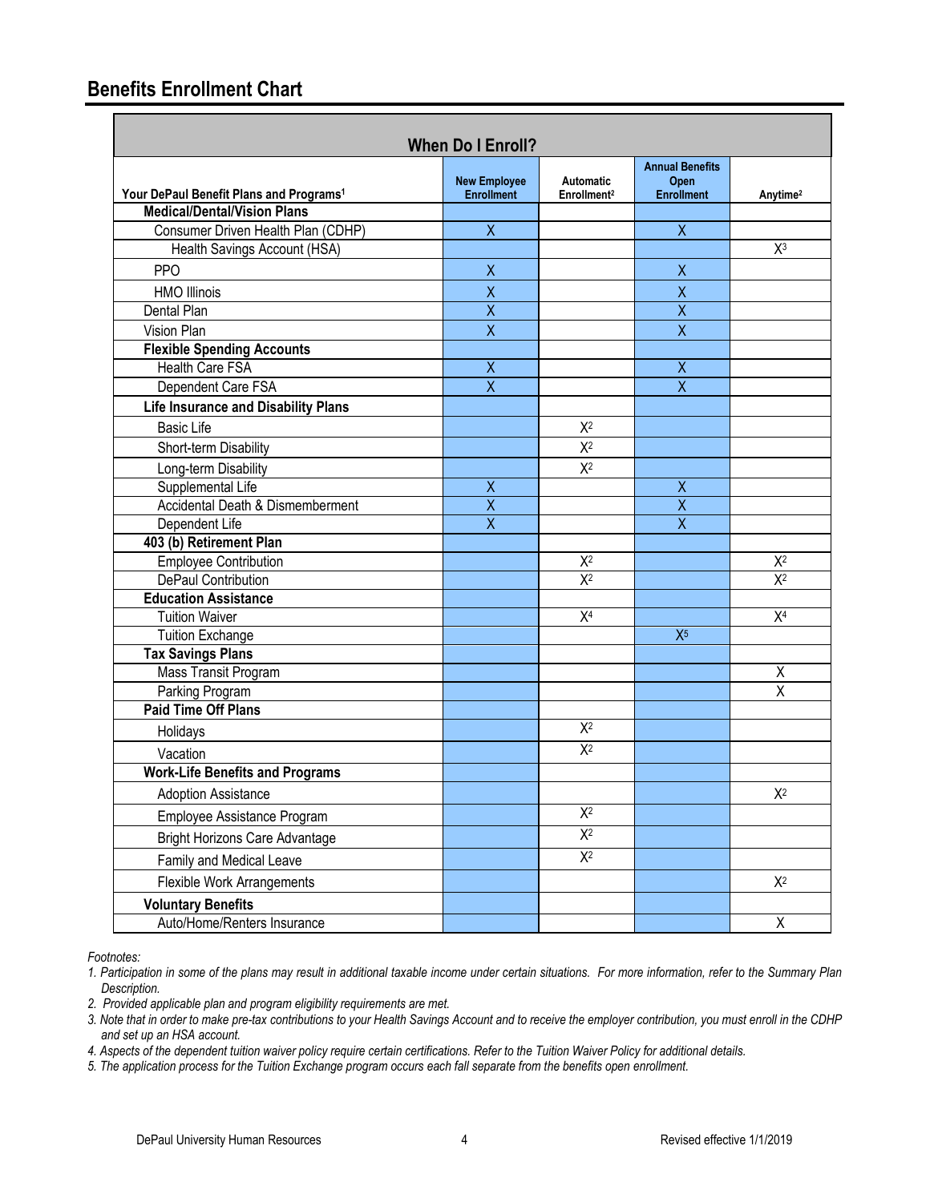## Benefits Enrollment Chart

| When Do I Enroll? | | | | |
|---|---|---|---|---|
| **Your DePaul Benefit Plans and Programs**[1] | **New Employee Enrollment** | **Automatic Enrollment**[2] | **Annual Benefits Open Enrollment** | **Anytime**[2] |
| **Medical/Dental/Vision Plans** | | | | |
| Consumer Driven Health Plan (CDHP) | X | | X | |
| Health Savings Account (HSA) | | | | X[3] |
| PPO | X | | X | |
| HMO Illinois | X | | X | |
| Dental Plan | X | | X | |
| Vision Plan | X | | X | |
| **Flexible Spending Accounts** | | | | |
| Health Care FSA | X | | X | |
| Dependent Care FSA | X | | X | |
| **Life Insurance and Disability Plans** | | | | |
| Basic Life | | X[2] | | |
| Short-term Disability | | X[2] | | |
| Long-term Disability | | X[2] | | |
| Supplemental Life | X | | X | |
| Accidental Death & Dismemberment | X | | X | |
| Dependent Life | X | | X | |
| **403 (b) Retirement Plan** | | | | |
| Employee Contribution | | X[2] | | X[2] |
| DePaul Contribution | | X[2] | | X[2] |
| **Education Assistance** | | | | |
| Tuition Waiver | | X[4] | | X[4] |
| Tuition Exchange | | | X[5] | |
| **Tax Savings Plans** | | | | |
| Mass Transit Program | | | | X |
| Parking Program | | | | X |
| **Paid Time Off Plans** | | | | |
| Holidays | | X[2] | | |
| Vacation | | X[2] | | |
| **Work-Life Benefits and Programs** | | | | |
| Adoption Assistance | | | | X[2] |
| Employee Assistance Program | | X[2] | | |
| Bright Horizons Care Advantage | | X[2] | | |
| Family and Medical Leave | | X[2] | | |
| Flexible Work Arrangements | | | | X[2] |
| **Voluntary Benefits** | | | | |
| Auto/Home/Renters Insurance | | | | X |

*Footnotes:*

*1. Participation in some of the plans may result in additional taxable income under certain situations. For more information, refer to the Summary Plan Description.*

*2. Provided applicable plan and program eligibility requirements are met.*

*3. Note that in order to make pre-tax contributions to your Health Savings Account and to receive the employer contribution, you must enroll in the CDHP and set up an HSA account.*

*4. Aspects of the dependent tuition waiver policy require certain certifications. Refer to the Tuition Waiver Policy for additional details.*

*5. The application process for the Tuition Exchange program occurs each fall separate from the benefits open enrollment.*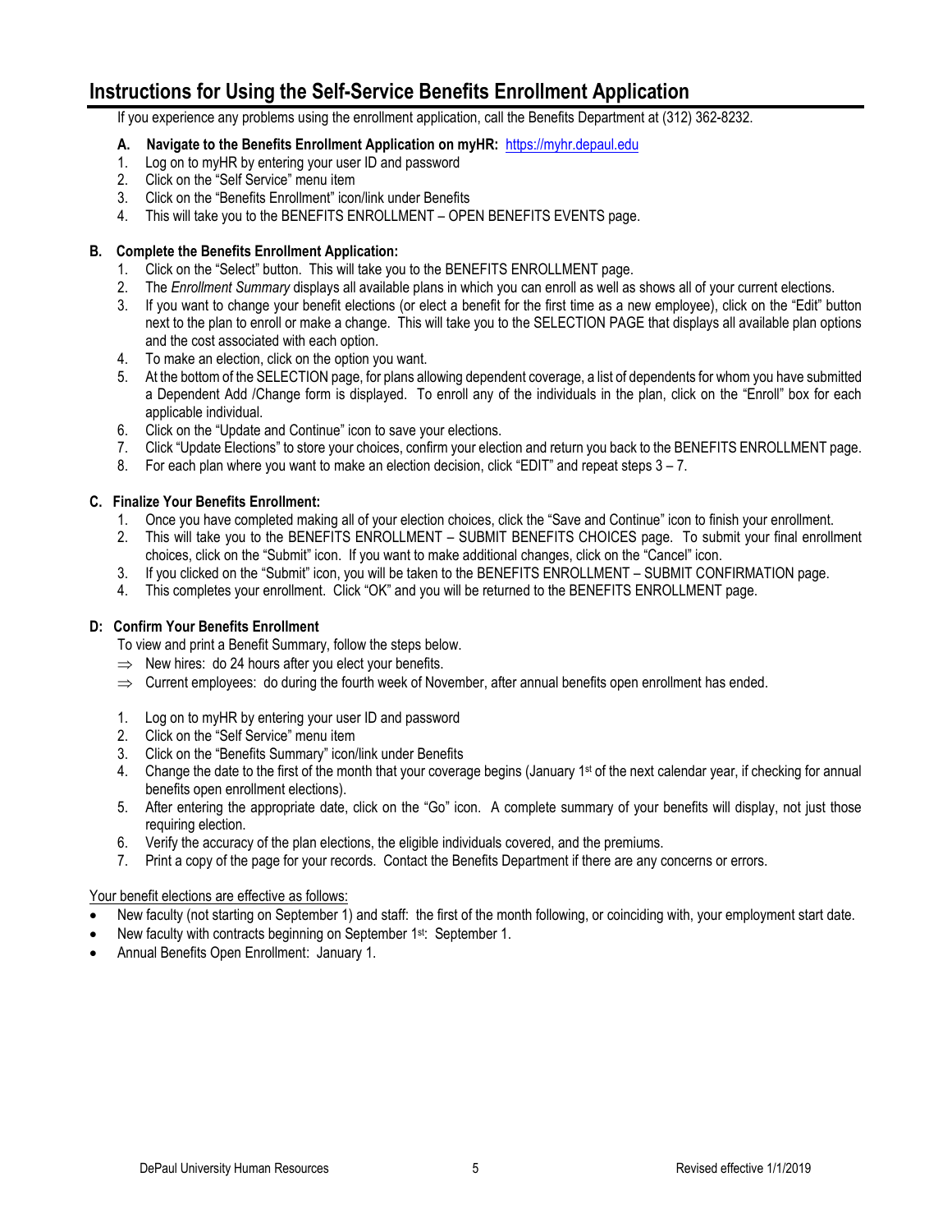# Instructions for Using the Self-Service Benefits Enrollment Application

If you experience any problems using the enrollment application, call the Benefits Department at (312) 362-8232.

**A. Navigate to the Benefits Enrollment Application on myHR:** [https://myhr.depaul.edu](https://myhr.depaul.edu)

1. Log on to myHR by entering your user ID and password
2. Click on the "Self Service" menu item
3. Click on the "Benefits Enrollment" icon/link under Benefits
4. This will take you to the BENEFITS ENROLLMENT – OPEN BENEFITS EVENTS page.

**B. Complete the Benefits Enrollment Application:**

1. Click on the "Select" button. This will take you to the BENEFITS ENROLLMENT page.
2. The *Enrollment Summary* displays all available plans in which you can enroll as well as shows all of your current elections.
3. If you want to change your benefit elections (or elect a benefit for the first time as a new employee), click on the "Edit" button next to the plan to enroll or make a change. This will take you to the SELECTION PAGE that displays all available plan options and the cost associated with each option.
4. To make an election, click on the option you want.
5. At the bottom of the SELECTION page, for plans allowing dependent coverage, a list of dependents for whom you have submitted a Dependent Add /Change form is displayed. To enroll any of the individuals in the plan, click on the "Enroll" box for each applicable individual.
6. Click on the "Update and Continue" icon to save your elections.
7. Click "Update Elections" to store your choices, confirm your election and return you back to the BENEFITS ENROLLMENT page.
8. For each plan where you want to make an election decision, click "EDIT" and repeat steps 3 – 7.

**C. Finalize Your Benefits Enrollment:**

1. Once you have completed making all of your election choices, click the "Save and Continue" icon to finish your enrollment.
2. This will take you to the BENEFITS ENROLLMENT – SUBMIT BENEFITS CHOICES page. To submit your final enrollment choices, click on the "Submit" icon. If you want to make additional changes, click on the "Cancel" icon.
3. If you clicked on the "Submit" icon, you will be taken to the BENEFITS ENROLLMENT – SUBMIT CONFIRMATION page.
4. This completes your enrollment. Click "OK" and you will be returned to the BENEFITS ENROLLMENT page.

**D: Confirm Your Benefits Enrollment**

To view and print a Benefit Summary, follow the steps below.

- ⇒ New hires: do 24 hours after you elect your benefits.
- ⇒ Current employees: do during the fourth week of November, after annual benefits open enrollment has ended.

1. Log on to myHR by entering your user ID and password
2. Click on the "Self Service" menu item
3. Click on the "Benefits Summary" icon/link under Benefits
4. Change the date to the first of the month that your coverage begins (January 1st of the next calendar year, if checking for annual benefits open enrollment elections).
5. After entering the appropriate date, click on the "Go" icon. A complete summary of your benefits will display, not just those requiring election.
6. Verify the accuracy of the plan elections, the eligible individuals covered, and the premiums.
7. Print a copy of the page for your records. Contact the Benefits Department if there are any concerns or errors.

Your benefit elections are effective as follows:

- New faculty (not starting on September 1) and staff: the first of the month following, or coinciding with, your employment start date.
- New faculty with contracts beginning on September 1st: September 1.
- Annual Benefits Open Enrollment: January 1.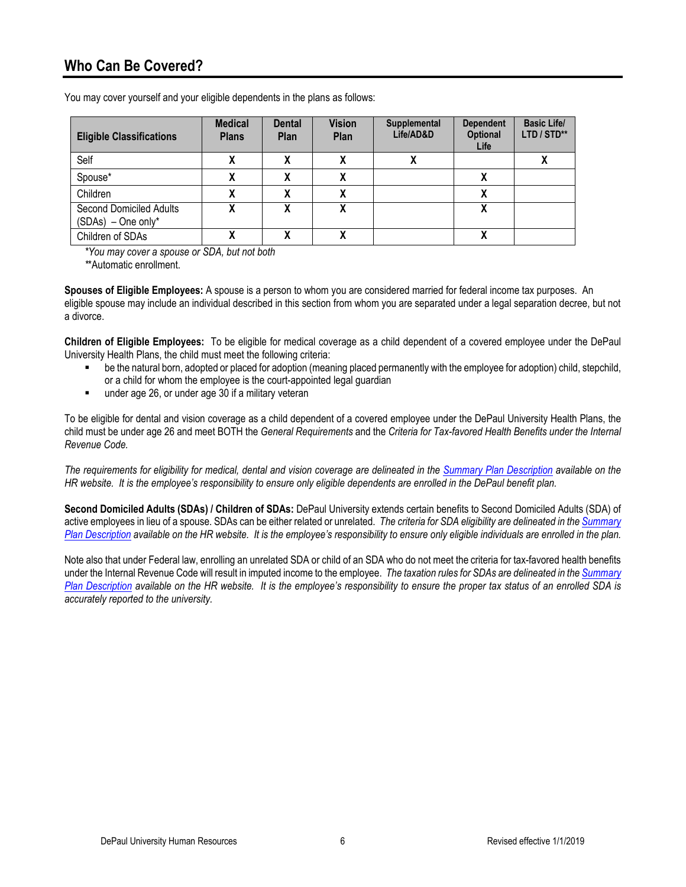## Who Can Be Covered?

You may cover yourself and your eligible dependents in the plans as follows:

| Eligible Classifications | Medical Plans | Dental Plan | Vision Plan | Supplemental Life/AD&D | Dependent Optional Life | Basic Life/ LTD / STD** |
|---|---|---|---|---|---|---|
| Self | X | X | X | X | | X |
| Spouse* | X | X | X | | X | |
| Children | X | X | X | | X | |
| Second Domiciled Adults (SDAs) – One only* | X | X | X | | X | |
| Children of SDAs | X | X | X | | X | |

*You may cover a spouse or SDA, but not both*

**Automatic enrollment.

**Spouses of Eligible Employees:** A spouse is a person to whom you are considered married for federal income tax purposes. An eligible spouse may include an individual described in this section from whom you are separated under a legal separation decree, but not a divorce.

**Children of Eligible Employees:** To be eligible for medical coverage as a child dependent of a covered employee under the DePaul University Health Plans, the child must meet the following criteria:

- be the natural born, adopted or placed for adoption (meaning placed permanently with the employee for adoption) child, stepchild, or a child for whom the employee is the court-appointed legal guardian
- under age 26, or under age 30 if a military veteran

To be eligible for dental and vision coverage as a child dependent of a covered employee under the DePaul University Health Plans, the child must be under age 26 and meet BOTH the *General Requirements* and the *Criteria for Tax-favored Health Benefits under the Internal Revenue Code.*

*The requirements for eligibility for medical, dental and vision coverage are delineated in the Summary Plan Description available on the HR website. It is the employee's responsibility to ensure only eligible dependents are enrolled in the DePaul benefit plan.*

**Second Domiciled Adults (SDAs) / Children of SDAs:** DePaul University extends certain benefits to Second Domiciled Adults (SDA) of active employees in lieu of a spouse. SDAs can be either related or unrelated. *The criteria for SDA eligibility are delineated in the Summary Plan Description available on the HR website. It is the employee's responsibility to ensure only eligible individuals are enrolled in the plan.*

Note also that under Federal law, enrolling an unrelated SDA or child of an SDA who do not meet the criteria for tax-favored health benefits under the Internal Revenue Code will result in imputed income to the employee. *The taxation rules for SDAs are delineated in the Summary Plan Description available on the HR website. It is the employee's responsibility to ensure the proper tax status of an enrolled SDA is accurately reported to the university.*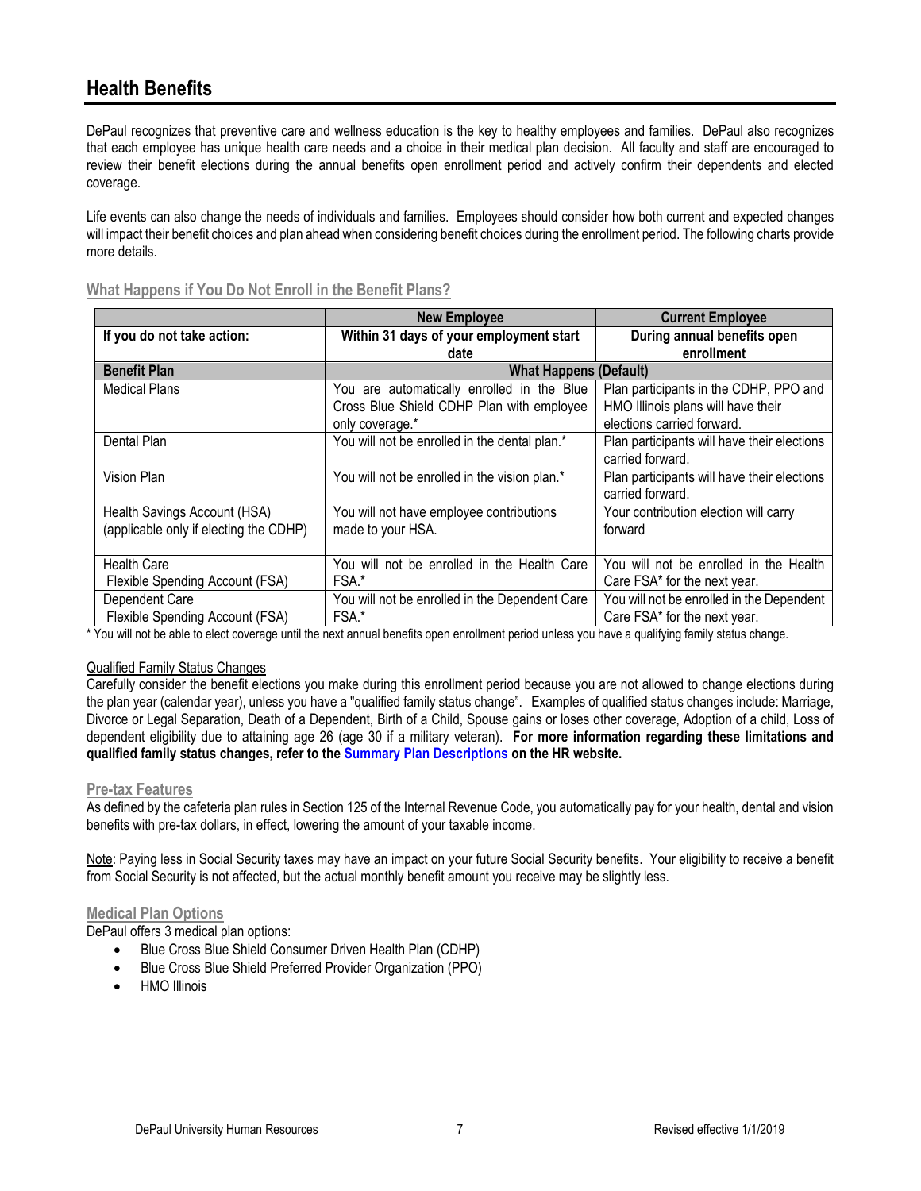## Health Benefits

DePaul recognizes that preventive care and wellness education is the key to healthy employees and families. DePaul also recognizes that each employee has unique health care needs and a choice in their medical plan decision. All faculty and staff are encouraged to review their benefit elections during the annual benefits open enrollment period and actively confirm their dependents and elected coverage.

Life events can also change the needs of individuals and families. Employees should consider how both current and expected changes will impact their benefit choices and plan ahead when considering benefit choices during the enrollment period. The following charts provide more details.

### What Happens if You Do Not Enroll in the Benefit Plans?

| | **New Employee** | **Current Employee** |
|---|---|---|
| **If you do not take action:** | **Within 31 days of your employment start date** | **During annual benefits open enrollment** |
| **Benefit Plan** | **What Happens (Default)** | |
| Medical Plans | You are automatically enrolled in the Blue Cross Blue Shield CDHP Plan with employee only coverage.* | Plan participants in the CDHP, PPO and HMO Illinois plans will have their elections carried forward. |
| Dental Plan | You will not be enrolled in the dental plan.* | Plan participants will have their elections carried forward. |
| Vision Plan | You will not be enrolled in the vision plan.* | Plan participants will have their elections carried forward. |
| Health Savings Account (HSA) (applicable only if electing the CDHP) | You will not have employee contributions made to your HSA. | Your contribution election will carry forward |
| Health Care Flexible Spending Account (FSA) | You will not be enrolled in the Health Care FSA.* | You will not be enrolled in the Health Care FSA* for the next year. |
| Dependent Care Flexible Spending Account (FSA) | You will not be enrolled in the Dependent Care FSA.* | You will not be enrolled in the Dependent Care FSA* for the next year. |

* You will not be able to elect coverage until the next annual benefits open enrollment period unless you have a qualifying family status change.

Qualified Family Status Changes

Carefully consider the benefit elections you make during this enrollment period because you are not allowed to change elections during the plan year (calendar year), unless you have a "qualified family status change". Examples of qualified status changes include: Marriage, Divorce or Legal Separation, Death of a Dependent, Birth of a Child, Spouse gains or loses other coverage, Adoption of a child, Loss of dependent eligibility due to attaining age 26 (age 30 if a military veteran). **For more information regarding these limitations and qualified family status changes, refer to the Summary Plan Descriptions on the HR website.**

### Pre-tax Features

As defined by the cafeteria plan rules in Section 125 of the Internal Revenue Code, you automatically pay for your health, dental and vision benefits with pre-tax dollars, in effect, lowering the amount of your taxable income.

Note: Paying less in Social Security taxes may have an impact on your future Social Security benefits. Your eligibility to receive a benefit from Social Security is not affected, but the actual monthly benefit amount you receive may be slightly less.

### Medical Plan Options

DePaul offers 3 medical plan options:

- Blue Cross Blue Shield Consumer Driven Health Plan (CDHP)
- Blue Cross Blue Shield Preferred Provider Organization (PPO)
- HMO Illinois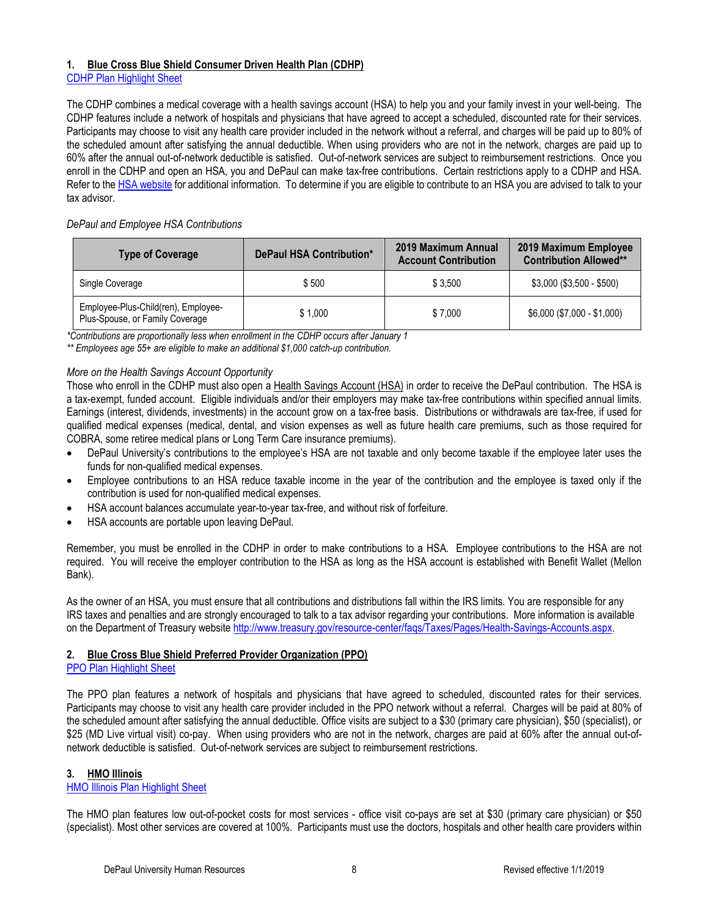## 1. Blue Cross Blue Shield Consumer Driven Health Plan (CDHP)

[CDHP Plan Highlight Sheet]

The CDHP combines a medical coverage with a health savings account (HSA) to help you and your family invest in your well-being. The CDHP features include a network of hospitals and physicians that have agreed to accept a scheduled, discounted rate for their services. Participants may choose to visit any health care provider included in the network without a referral, and charges will be paid up to 80% of the scheduled amount after satisfying the annual deductible. When using providers who are not in the network, charges are paid up to 60% after the annual out-of-network deductible is satisfied. Out-of-network services are subject to reimbursement restrictions. Once you enroll in the CDHP and open an HSA, you and DePaul can make tax-free contributions. Certain restrictions apply to a CDHP and HSA. Refer to the HSA website for additional information. To determine if you are eligible to contribute to an HSA you are advised to talk to your tax advisor.

*DePaul and Employee HSA Contributions*

| Type of Coverage | DePaul HSA Contribution* | 2019 Maximum Annual Account Contribution | 2019 Maximum Employee Contribution Allowed** |
|---|---|---|---|
| Single Coverage | $ 500 | $ 3,500 | $3,000 ($3,500 - $500) |
| Employee-Plus-Child(ren), Employee-Plus-Spouse, or Family Coverage | $ 1,000 | $ 7,000 | $6,000 ($7,000 - $1,000) |

*\*Contributions are proportionally less when enrollment in the CDHP occurs after January 1*

*\*\* Employees age 55+ are eligible to make an additional $1,000 catch-up contribution.*

*More on the Health Savings Account Opportunity*

Those who enroll in the CDHP must also open a Health Savings Account (HSA) in order to receive the DePaul contribution. The HSA is a tax-exempt, funded account. Eligible individuals and/or their employers may make tax-free contributions within specified annual limits. Earnings (interest, dividends, investments) in the account grow on a tax-free basis. Distributions or withdrawals are tax-free, if used for qualified medical expenses (medical, dental, and vision expenses as well as future health care premiums, such as those required for COBRA, some retiree medical plans or Long Term Care insurance premiums).

- DePaul University's contributions to the employee's HSA are not taxable and only become taxable if the employee later uses the funds for non-qualified medical expenses.
- Employee contributions to an HSA reduce taxable income in the year of the contribution and the employee is taxed only if the contribution is used for non-qualified medical expenses.
- HSA account balances accumulate year-to-year tax-free, and without risk of forfeiture.
- HSA accounts are portable upon leaving DePaul.

Remember, you must be enrolled in the CDHP in order to make contributions to a HSA. Employee contributions to the HSA are not required. You will receive the employer contribution to the HSA as long as the HSA account is established with Benefit Wallet (Mellon Bank).

As the owner of an HSA, you must ensure that all contributions and distributions fall within the IRS limits. You are responsible for any IRS taxes and penalties and are strongly encouraged to talk to a tax advisor regarding your contributions. More information is available on the Department of Treasury website http://www.treasury.gov/resource-center/faqs/Taxes/Pages/Health-Savings-Accounts.aspx.

## 2. Blue Cross Blue Shield Preferred Provider Organization (PPO)

[PPO Plan Highlight Sheet]

The PPO plan features a network of hospitals and physicians that have agreed to scheduled, discounted rates for their services. Participants may choose to visit any health care provider included in the PPO network without a referral. Charges will be paid at 80% of the scheduled amount after satisfying the annual deductible. Office visits are subject to a $30 (primary care physician), $50 (specialist), or $25 (MD Live virtual visit) co-pay. When using providers who are not in the network, charges are paid at 60% after the annual out-of-network deductible is satisfied. Out-of-network services are subject to reimbursement restrictions.

## 3. HMO Illinois

[HMO Illinois Plan Highlight Sheet]

The HMO plan features low out-of-pocket costs for most services - office visit co-pays are set at $30 (primary care physician) or $50 (specialist). Most other services are covered at 100%. Participants must use the doctors, hospitals and other health care providers within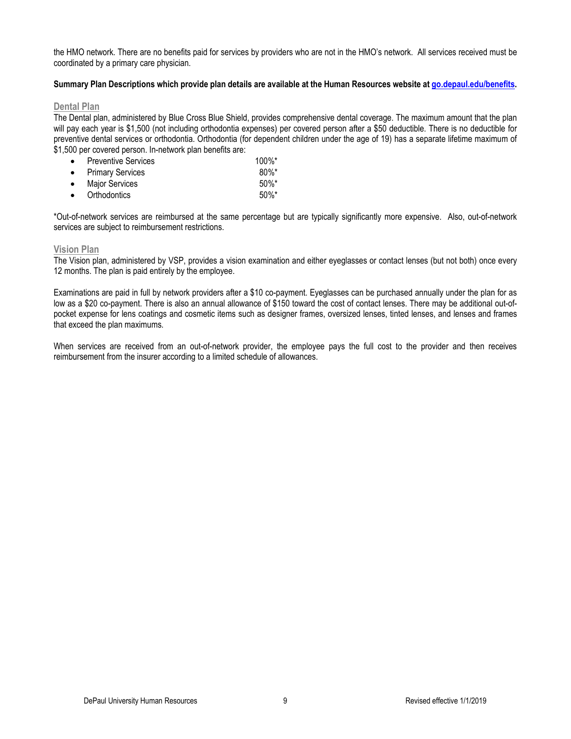the HMO network. There are no benefits paid for services by providers who are not in the HMO's network. All services received must be coordinated by a primary care physician.

**Summary Plan Descriptions which provide plan details are available at the Human Resources website at [go.depaul.edu/benefits](go.depaul.edu/benefits).**

## Dental Plan

The Dental plan, administered by Blue Cross Blue Shield, provides comprehensive dental coverage. The maximum amount that the plan will pay each year is $1,500 (not including orthodontia expenses) per covered person after a $50 deductible. There is no deductible for preventive dental services or orthodontia. Orthodontia (for dependent children under the age of 19) has a separate lifetime maximum of $1,500 per covered person. In-network plan benefits are:

- Preventive Services 100%*
- Primary Services 80%*
- Major Services 50%*
- Orthodontics 50%*

*Out-of-network services are reimbursed at the same percentage but are typically significantly more expensive. Also, out-of-network services are subject to reimbursement restrictions.

## Vision Plan

The Vision plan, administered by VSP, provides a vision examination and either eyeglasses or contact lenses (but not both) once every 12 months. The plan is paid entirely by the employee.

Examinations are paid in full by network providers after a $10 co-payment. Eyeglasses can be purchased annually under the plan for as low as a $20 co-payment. There is also an annual allowance of $150 toward the cost of contact lenses. There may be additional out-of-pocket expense for lens coatings and cosmetic items such as designer frames, oversized lenses, tinted lenses, and lenses and frames that exceed the plan maximums.

When services are received from an out-of-network provider, the employee pays the full cost to the provider and then receives reimbursement from the insurer according to a limited schedule of allowances.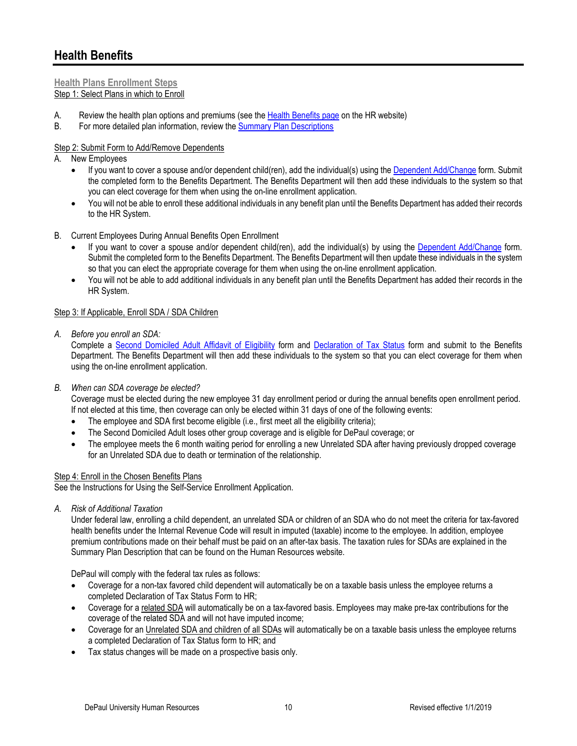# Health Benefits

## Health Plans Enrollment Steps

Step 1: Select Plans in which to Enroll

A. Review the health plan options and premiums (see the Health Benefits page on the HR website)
B. For more detailed plan information, review the Summary Plan Descriptions

Step 2: Submit Form to Add/Remove Dependents

A. New Employees
   - If you want to cover a spouse and/or dependent child(ren), add the individual(s) using the Dependent Add/Change form. Submit the completed form to the Benefits Department. The Benefits Department will then add these individuals to the system so that you can elect coverage for them when using the on-line enrollment application.
   - You will not be able to enroll these additional individuals in any benefit plan until the Benefits Department has added their records to the HR System.

B. Current Employees During Annual Benefits Open Enrollment
   - If you want to cover a spouse and/or dependent child(ren), add the individual(s) by using the Dependent Add/Change form. Submit the completed form to the Benefits Department. The Benefits Department will then update these individuals in the system so that you can elect the appropriate coverage for them when using the on-line enrollment application.
   - You will not be able to add additional individuals in any benefit plan until the Benefits Department has added their records in the HR System.

Step 3: If Applicable, Enroll SDA / SDA Children

*A. Before you enroll an SDA:*
Complete a Second Domiciled Adult Affidavit of Eligibility form and Declaration of Tax Status form and submit to the Benefits Department. The Benefits Department will then add these individuals to the system so that you can elect coverage for them when using the on-line enrollment application.

*B. When can SDA coverage be elected?*
Coverage must be elected during the new employee 31 day enrollment period or during the annual benefits open enrollment period. If not elected at this time, then coverage can only be elected within 31 days of one of the following events:
- The employee and SDA first become eligible (i.e., first meet all the eligibility criteria);
- The Second Domiciled Adult loses other group coverage and is eligible for DePaul coverage; or
- The employee meets the 6 month waiting period for enrolling a new Unrelated SDA after having previously dropped coverage for an Unrelated SDA due to death or termination of the relationship.

Step 4: Enroll in the Chosen Benefits Plans

See the Instructions for Using the Self-Service Enrollment Application.

*A. Risk of Additional Taxation*
Under federal law, enrolling a child dependent, an unrelated SDA or children of an SDA who do not meet the criteria for tax-favored health benefits under the Internal Revenue Code will result in imputed (taxable) income to the employee. In addition, employee premium contributions made on their behalf must be paid on an after-tax basis. The taxation rules for SDAs are explained in the Summary Plan Description that can be found on the Human Resources website.

DePaul will comply with the federal tax rules as follows:
- Coverage for a non-tax favored child dependent will automatically be on a taxable basis unless the employee returns a completed Declaration of Tax Status Form to HR;
- Coverage for a related SDA will automatically be on a tax-favored basis. Employees may make pre-tax contributions for the coverage of the related SDA and will not have imputed income;
- Coverage for an Unrelated SDA and children of all SDAs will automatically be on a taxable basis unless the employee returns a completed Declaration of Tax Status form to HR; and
- Tax status changes will be made on a prospective basis only.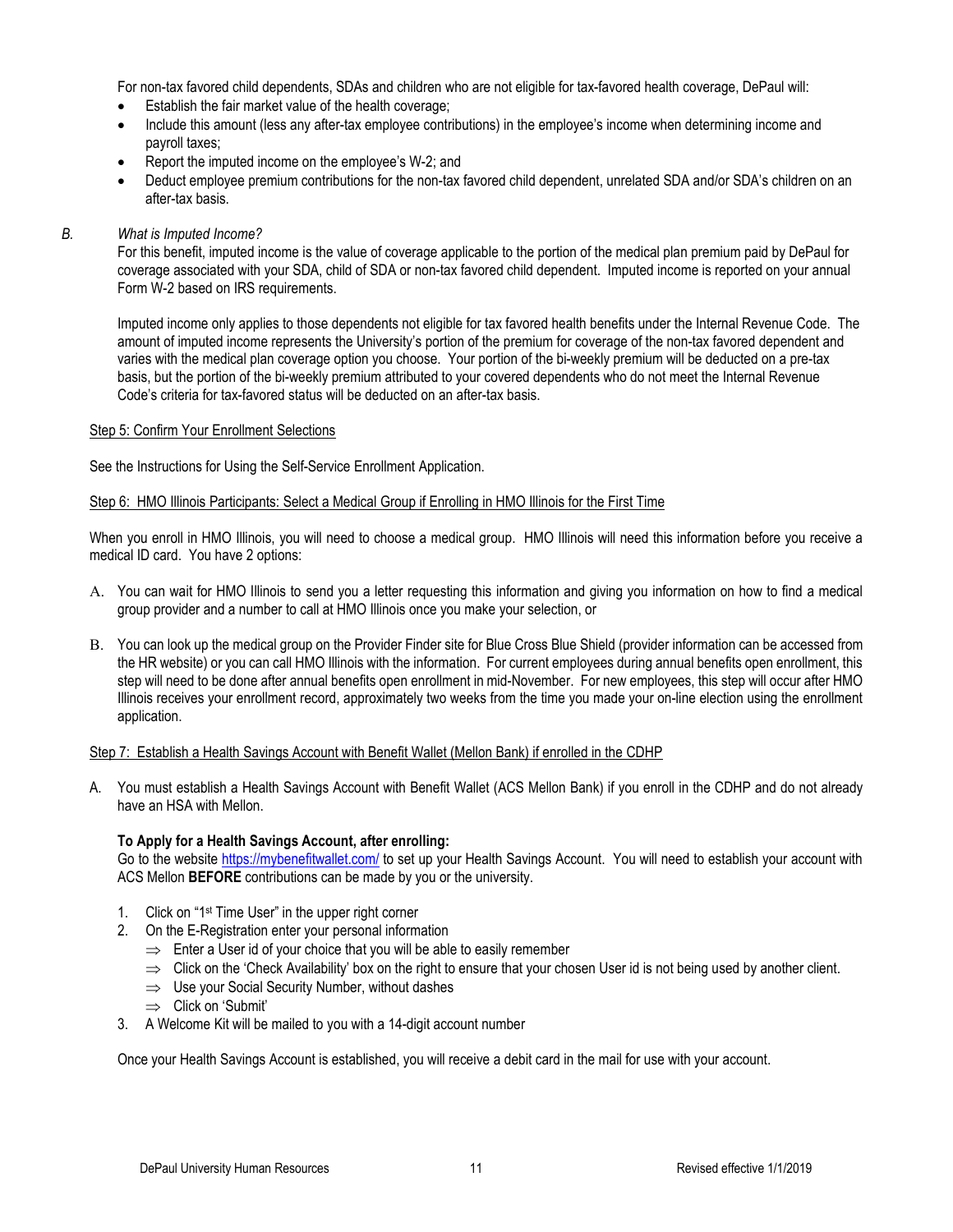For non-tax favored child dependents, SDAs and children who are not eligible for tax-favored health coverage, DePaul will:

- Establish the fair market value of the health coverage;
- Include this amount (less any after-tax employee contributions) in the employee's income when determining income and payroll taxes;
- Report the imputed income on the employee's W-2; and
- Deduct employee premium contributions for the non-tax favored child dependent, unrelated SDA and/or SDA's children on an after-tax basis.

*B. What is Imputed Income?*

For this benefit, imputed income is the value of coverage applicable to the portion of the medical plan premium paid by DePaul for coverage associated with your SDA, child of SDA or non-tax favored child dependent. Imputed income is reported on your annual Form W-2 based on IRS requirements.

Imputed income only applies to those dependents not eligible for tax favored health benefits under the Internal Revenue Code. The amount of imputed income represents the University's portion of the premium for coverage of the non-tax favored dependent and varies with the medical plan coverage option you choose. Your portion of the bi-weekly premium will be deducted on a pre-tax basis, but the portion of the bi-weekly premium attributed to your covered dependents who do not meet the Internal Revenue Code's criteria for tax-favored status will be deducted on an after-tax basis.

Step 5: Confirm Your Enrollment Selections

See the Instructions for Using the Self-Service Enrollment Application.

Step 6: HMO Illinois Participants: Select a Medical Group if Enrolling in HMO Illinois for the First Time

When you enroll in HMO Illinois, you will need to choose a medical group. HMO Illinois will need this information before you receive a medical ID card. You have 2 options:

A. You can wait for HMO Illinois to send you a letter requesting this information and giving you information on how to find a medical group provider and a number to call at HMO Illinois once you make your selection, or

B. You can look up the medical group on the Provider Finder site for Blue Cross Blue Shield (provider information can be accessed from the HR website) or you can call HMO Illinois with the information. For current employees during annual benefits open enrollment, this step will need to be done after annual benefits open enrollment in mid-November. For new employees, this step will occur after HMO Illinois receives your enrollment record, approximately two weeks from the time you made your on-line election using the enrollment application.

Step 7: Establish a Health Savings Account with Benefit Wallet (Mellon Bank) if enrolled in the CDHP

A. You must establish a Health Savings Account with Benefit Wallet (ACS Mellon Bank) if you enroll in the CDHP and do not already have an HSA with Mellon.

**To Apply for a Health Savings Account, after enrolling:**

Go to the website https://mybenefitwallet.com/ to set up your Health Savings Account. You will need to establish your account with ACS Mellon **BEFORE** contributions can be made by you or the university.

1. Click on "1st Time User" in the upper right corner
2. On the E-Registration enter your personal information
   - ⇒ Enter a User id of your choice that you will be able to easily remember
   - ⇒ Click on the 'Check Availability' box on the right to ensure that your chosen User id is not being used by another client.
   - ⇒ Use your Social Security Number, without dashes
   - ⇒ Click on 'Submit'
3. A Welcome Kit will be mailed to you with a 14-digit account number

Once your Health Savings Account is established, you will receive a debit card in the mail for use with your account.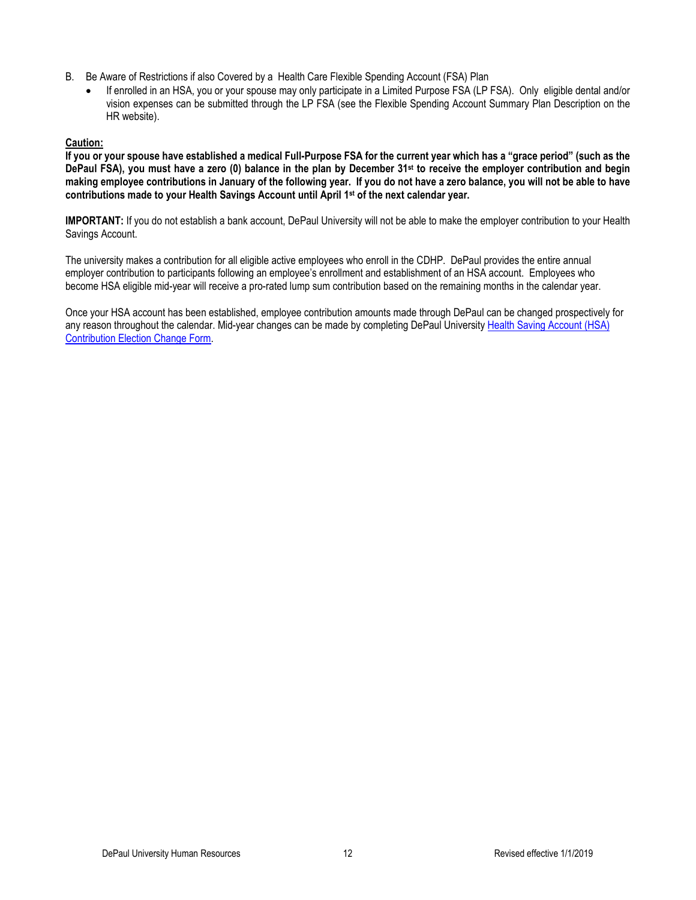B. Be Aware of Restrictions if also Covered by a Health Care Flexible Spending Account (FSA) Plan

- If enrolled in an HSA, you or your spouse may only participate in a Limited Purpose FSA (LP FSA). Only eligible dental and/or vision expenses can be submitted through the LP FSA (see the Flexible Spending Account Summary Plan Description on the HR website).

**Caution:**

**If you or your spouse have established a medical Full-Purpose FSA for the current year which has a "grace period" (such as the DePaul FSA), you must have a zero (0) balance in the plan by December 31st to receive the employer contribution and begin making employee contributions in January of the following year. If you do not have a zero balance, you will not be able to have contributions made to your Health Savings Account until April 1st of the next calendar year.**

**IMPORTANT:** If you do not establish a bank account, DePaul University will not be able to make the employer contribution to your Health Savings Account.

The university makes a contribution for all eligible active employees who enroll in the CDHP. DePaul provides the entire annual employer contribution to participants following an employee's enrollment and establishment of an HSA account. Employees who become HSA eligible mid-year will receive a pro-rated lump sum contribution based on the remaining months in the calendar year.

Once your HSA account has been established, employee contribution amounts made through DePaul can be changed prospectively for any reason throughout the calendar. Mid-year changes can be made by completing DePaul University Health Saving Account (HSA) Contribution Election Change Form.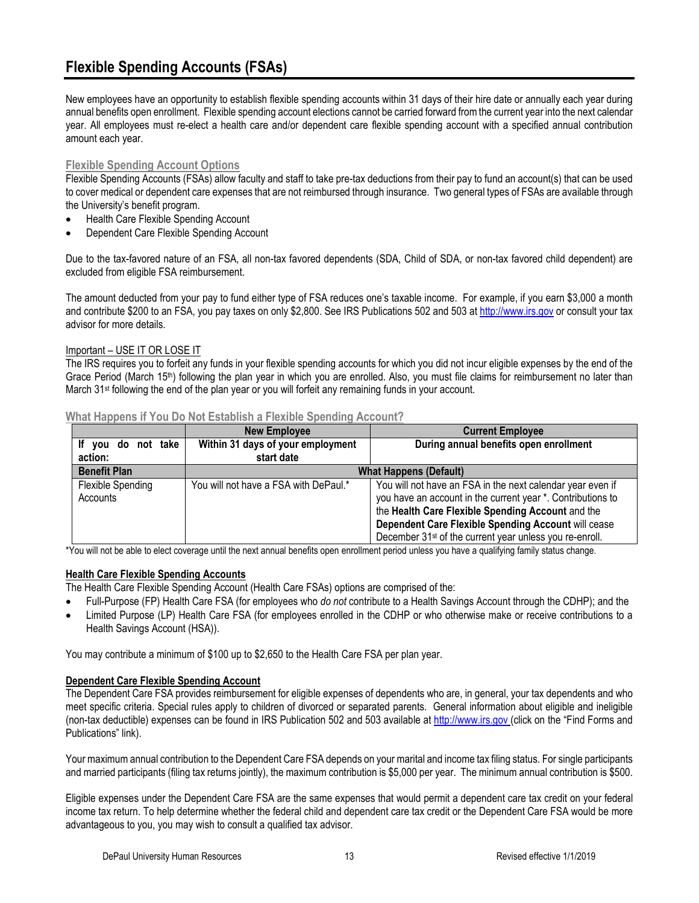# Flexible Spending Accounts (FSAs)

New employees have an opportunity to establish flexible spending accounts within 31 days of their hire date or annually each year during annual benefits open enrollment. Flexible spending account elections cannot be carried forward from the current year into the next calendar year. All employees must re-elect a health care and/or dependent care flexible spending account with a specified annual contribution amount each year.

## Flexible Spending Account Options

Flexible Spending Accounts (FSAs) allow faculty and staff to take pre-tax deductions from their pay to fund an account(s) that can be used to cover medical or dependent care expenses that are not reimbursed through insurance. Two general types of FSAs are available through the University's benefit program.

- Health Care Flexible Spending Account
- Dependent Care Flexible Spending Account

Due to the tax-favored nature of an FSA, all non-tax favored dependents (SDA, Child of SDA, or non-tax favored child dependent) are excluded from eligible FSA reimbursement.

The amount deducted from your pay to fund either type of FSA reduces one's taxable income. For example, if you earn $3,000 a month and contribute $200 to an FSA, you pay taxes on only $2,800. See IRS Publications 502 and 503 at http://www.irs.gov or consult your tax advisor for more details.

Important – USE IT OR LOSE IT

The IRS requires you to forfeit any funds in your flexible spending accounts for which you did not incur eligible expenses by the end of the Grace Period (March 15th) following the plan year in which you are enrolled. Also, you must file claims for reimbursement no later than March 31st following the end of the plan year or you will forfeit any remaining funds in your account.

## What Happens if You Do Not Establish a Flexible Spending Account?

| | New Employee | Current Employee |
|---|---|---|
| **If you do not take action:** | **Within 31 days of your employment start date** | **During annual benefits open enrollment** |
| **Benefit Plan** | **What Happens (Default)** | |
| Flexible Spending Accounts | You will not have a FSA with DePaul.* | You will not have an FSA in the next calendar year even if you have an account in the current year *. Contributions to the **Health Care Flexible Spending Account** and the **Dependent Care Flexible Spending Account** will cease December 31st of the current year unless you re-enroll. |

*You will not be able to elect coverage until the next annual benefits open enrollment period unless you have a qualifying family status change.

### Health Care Flexible Spending Accounts

The Health Care Flexible Spending Account (Health Care FSAs) options are comprised of the:

- Full-Purpose (FP) Health Care FSA (for employees who *do not* contribute to a Health Savings Account through the CDHP); and the
- Limited Purpose (LP) Health Care FSA (for employees enrolled in the CDHP or who otherwise make or receive contributions to a Health Savings Account (HSA)).

You may contribute a minimum of $100 up to $2,650 to the Health Care FSA per plan year.

### Dependent Care Flexible Spending Account

The Dependent Care FSA provides reimbursement for eligible expenses of dependents who are, in general, your tax dependents and who meet specific criteria. Special rules apply to children of divorced or separated parents. General information about eligible and ineligible (non-tax deductible) expenses can be found in IRS Publication 502 and 503 available at http://www.irs.gov (click on the "Find Forms and Publications" link).

Your maximum annual contribution to the Dependent Care FSA depends on your marital and income tax filing status. For single participants and married participants (filing tax returns jointly), the maximum contribution is $5,000 per year. The minimum annual contribution is $500.

Eligible expenses under the Dependent Care FSA are the same expenses that would permit a dependent care tax credit on your federal income tax return. To help determine whether the federal child and dependent care tax credit or the Dependent Care FSA would be more advantageous to you, you may wish to consult a qualified tax advisor.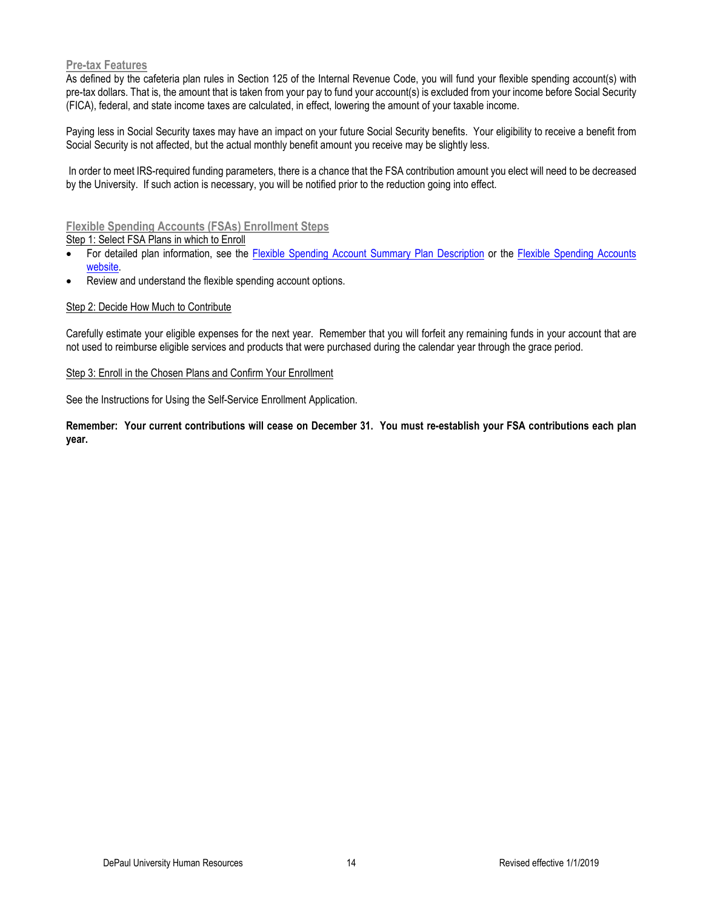## Pre-tax Features

As defined by the cafeteria plan rules in Section 125 of the Internal Revenue Code, you will fund your flexible spending account(s) with pre-tax dollars. That is, the amount that is taken from your pay to fund your account(s) is excluded from your income before Social Security (FICA), federal, and state income taxes are calculated, in effect, lowering the amount of your taxable income.

Paying less in Social Security taxes may have an impact on your future Social Security benefits. Your eligibility to receive a benefit from Social Security is not affected, but the actual monthly benefit amount you receive may be slightly less.

In order to meet IRS-required funding parameters, there is a chance that the FSA contribution amount you elect will need to be decreased by the University. If such action is necessary, you will be notified prior to the reduction going into effect.

## Flexible Spending Accounts (FSAs) Enrollment Steps

Step 1: Select FSA Plans in which to Enroll

- For detailed plan information, see the Flexible Spending Account Summary Plan Description or the Flexible Spending Accounts website.
- Review and understand the flexible spending account options.

Step 2: Decide How Much to Contribute

Carefully estimate your eligible expenses for the next year. Remember that you will forfeit any remaining funds in your account that are not used to reimburse eligible services and products that were purchased during the calendar year through the grace period.

Step 3: Enroll in the Chosen Plans and Confirm Your Enrollment

See the Instructions for Using the Self-Service Enrollment Application.

**Remember: Your current contributions will cease on December 31. You must re-establish your FSA contributions each plan year.**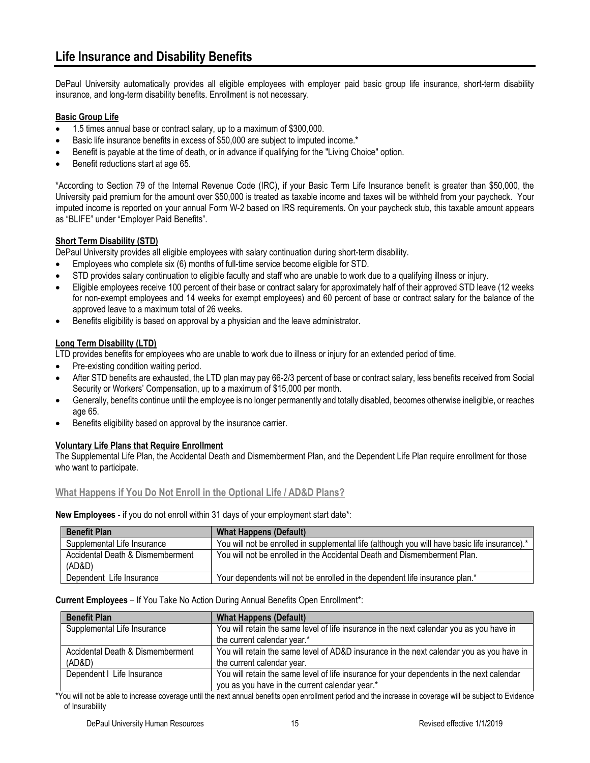# Life Insurance and Disability Benefits

DePaul University automatically provides all eligible employees with employer paid basic group life insurance, short-term disability insurance, and long-term disability benefits. Enrollment is not necessary.

**Basic Group Life**

- 1.5 times annual base or contract salary, up to a maximum of $300,000.
- Basic life insurance benefits in excess of $50,000 are subject to imputed income.*
- Benefit is payable at the time of death, or in advance if qualifying for the "Living Choice" option.
- Benefit reductions start at age 65.

*According to Section 79 of the Internal Revenue Code (IRC), if your Basic Term Life Insurance benefit is greater than $50,000, the University paid premium for the amount over $50,000 is treated as taxable income and taxes will be withheld from your paycheck. Your imputed income is reported on your annual Form W-2 based on IRS requirements. On your paycheck stub, this taxable amount appears as "BLIFE" under "Employer Paid Benefits".

**Short Term Disability (STD)**

DePaul University provides all eligible employees with salary continuation during short-term disability.

- Employees who complete six (6) months of full-time service become eligible for STD.
- STD provides salary continuation to eligible faculty and staff who are unable to work due to a qualifying illness or injury.
- Eligible employees receive 100 percent of their base or contract salary for approximately half of their approved STD leave (12 weeks for non-exempt employees and 14 weeks for exempt employees) and 60 percent of base or contract salary for the balance of the approved leave to a maximum total of 26 weeks.
- Benefits eligibility is based on approval by a physician and the leave administrator.

**Long Term Disability (LTD)**

LTD provides benefits for employees who are unable to work due to illness or injury for an extended period of time.

- Pre-existing condition waiting period.
- After STD benefits are exhausted, the LTD plan may pay 66-2/3 percent of base or contract salary, less benefits received from Social Security or Workers' Compensation, up to a maximum of $15,000 per month.
- Generally, benefits continue until the employee is no longer permanently and totally disabled, becomes otherwise ineligible, or reaches age 65.
- Benefits eligibility based on approval by the insurance carrier.

**Voluntary Life Plans that Require Enrollment**

The Supplemental Life Plan, the Accidental Death and Dismemberment Plan, and the Dependent Life Plan require enrollment for those who want to participate.

## What Happens if You Do Not Enroll in the Optional Life / AD&D Plans?

**New Employees** - if you do not enroll within 31 days of your employment start date*:

| Benefit Plan | What Happens (Default) |
|---|---|
| Supplemental Life Insurance | You will not be enrolled in supplemental life (although you will have basic life insurance).* |
| Accidental Death & Dismemberment (AD&D) | You will not be enrolled in the Accidental Death and Dismemberment Plan. |
| Dependent Life Insurance | Your dependents will not be enrolled in the dependent life insurance plan.* |

**Current Employees** – If You Take No Action During Annual Benefits Open Enrollment*:

| Benefit Plan | What Happens (Default) |
|---|---|
| Supplemental Life Insurance | You will retain the same level of life insurance in the next calendar you as you have in the current calendar year.* |
| Accidental Death & Dismemberment (AD&D) | You will retain the same level of AD&D insurance in the next calendar you as you have in the current calendar year. |
| Dependent I Life Insurance | You will retain the same level of life insurance for your dependents in the next calendar you as you have in the current calendar year.* |

*You will not be able to increase coverage until the next annual benefits open enrollment period and the increase in coverage will be subject to Evidence of Insurability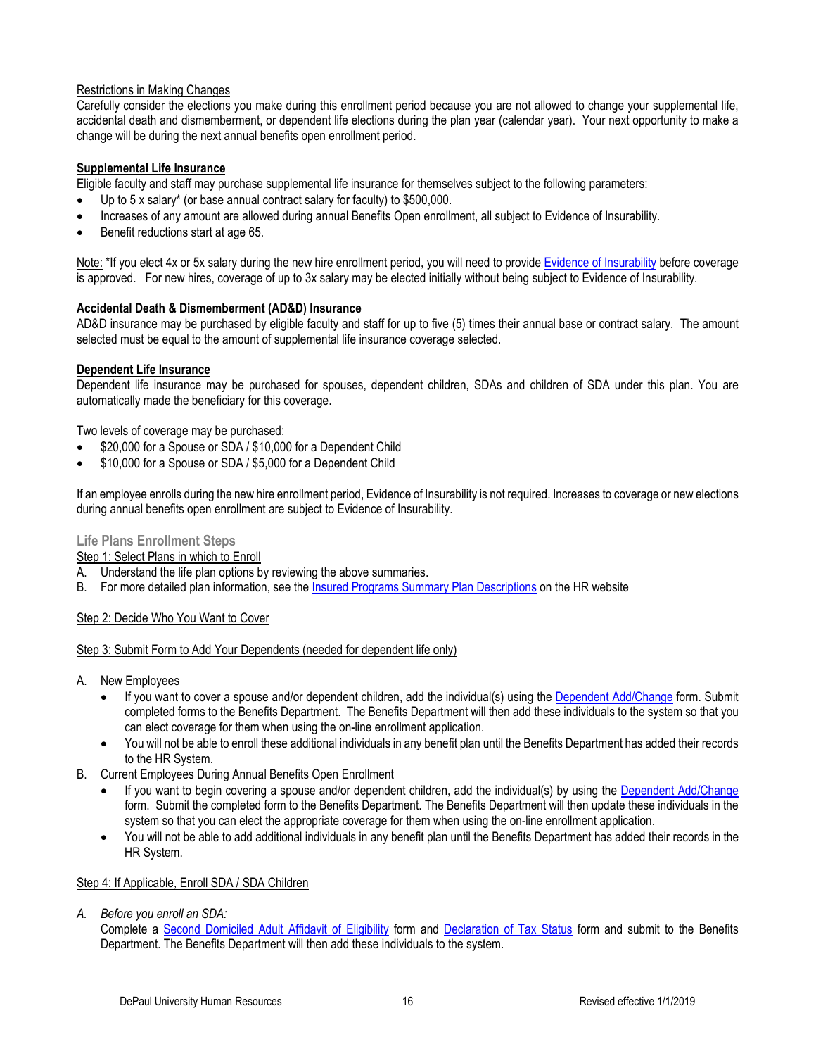Restrictions in Making Changes

Carefully consider the elections you make during this enrollment period because you are not allowed to change your supplemental life, accidental death and dismemberment, or dependent life elections during the plan year (calendar year). Your next opportunity to make a change will be during the next annual benefits open enrollment period.

**Supplemental Life Insurance**

Eligible faculty and staff may purchase supplemental life insurance for themselves subject to the following parameters:

- Up to 5 x salary* (or base annual contract salary for faculty) to $500,000.
- Increases of any amount are allowed during annual Benefits Open enrollment, all subject to Evidence of Insurability.
- Benefit reductions start at age 65.

Note: *If you elect 4x or 5x salary during the new hire enrollment period, you will need to provide Evidence of Insurability before coverage is approved. For new hires, coverage of up to 3x salary may be elected initially without being subject to Evidence of Insurability.

**Accidental Death & Dismemberment (AD&D) Insurance**

AD&D insurance may be purchased by eligible faculty and staff for up to five (5) times their annual base or contract salary. The amount selected must be equal to the amount of supplemental life insurance coverage selected.

**Dependent Life Insurance**

Dependent life insurance may be purchased for spouses, dependent children, SDAs and children of SDA under this plan. You are automatically made the beneficiary for this coverage.

Two levels of coverage may be purchased:

- $20,000 for a Spouse or SDA / $10,000 for a Dependent Child
- $10,000 for a Spouse or SDA / $5,000 for a Dependent Child

If an employee enrolls during the new hire enrollment period, Evidence of Insurability is not required. Increases to coverage or new elections during annual benefits open enrollment are subject to Evidence of Insurability.

## Life Plans Enrollment Steps

Step 1: Select Plans in which to Enroll

A. Understand the life plan options by reviewing the above summaries.
B. For more detailed plan information, see the Insured Programs Summary Plan Descriptions on the HR website

Step 2: Decide Who You Want to Cover

Step 3: Submit Form to Add Your Dependents (needed for dependent life only)

A. New Employees
   - If you want to cover a spouse and/or dependent children, add the individual(s) using the Dependent Add/Change form. Submit completed forms to the Benefits Department. The Benefits Department will then add these individuals to the system so that you can elect coverage for them when using the on-line enrollment application.
   - You will not be able to enroll these additional individuals in any benefit plan until the Benefits Department has added their records to the HR System.
B. Current Employees During Annual Benefits Open Enrollment
   - If you want to begin covering a spouse and/or dependent children, add the individual(s) by using the Dependent Add/Change form. Submit the completed form to the Benefits Department. The Benefits Department will then update these individuals in the system so that you can elect the appropriate coverage for them when using the on-line enrollment application.
   - You will not be able to add additional individuals in any benefit plan until the Benefits Department has added their records in the HR System.

Step 4: If Applicable, Enroll SDA / SDA Children

*A. Before you enroll an SDA:*

Complete a Second Domiciled Adult Affidavit of Eligibility form and Declaration of Tax Status form and submit to the Benefits Department. The Benefits Department will then add these individuals to the system.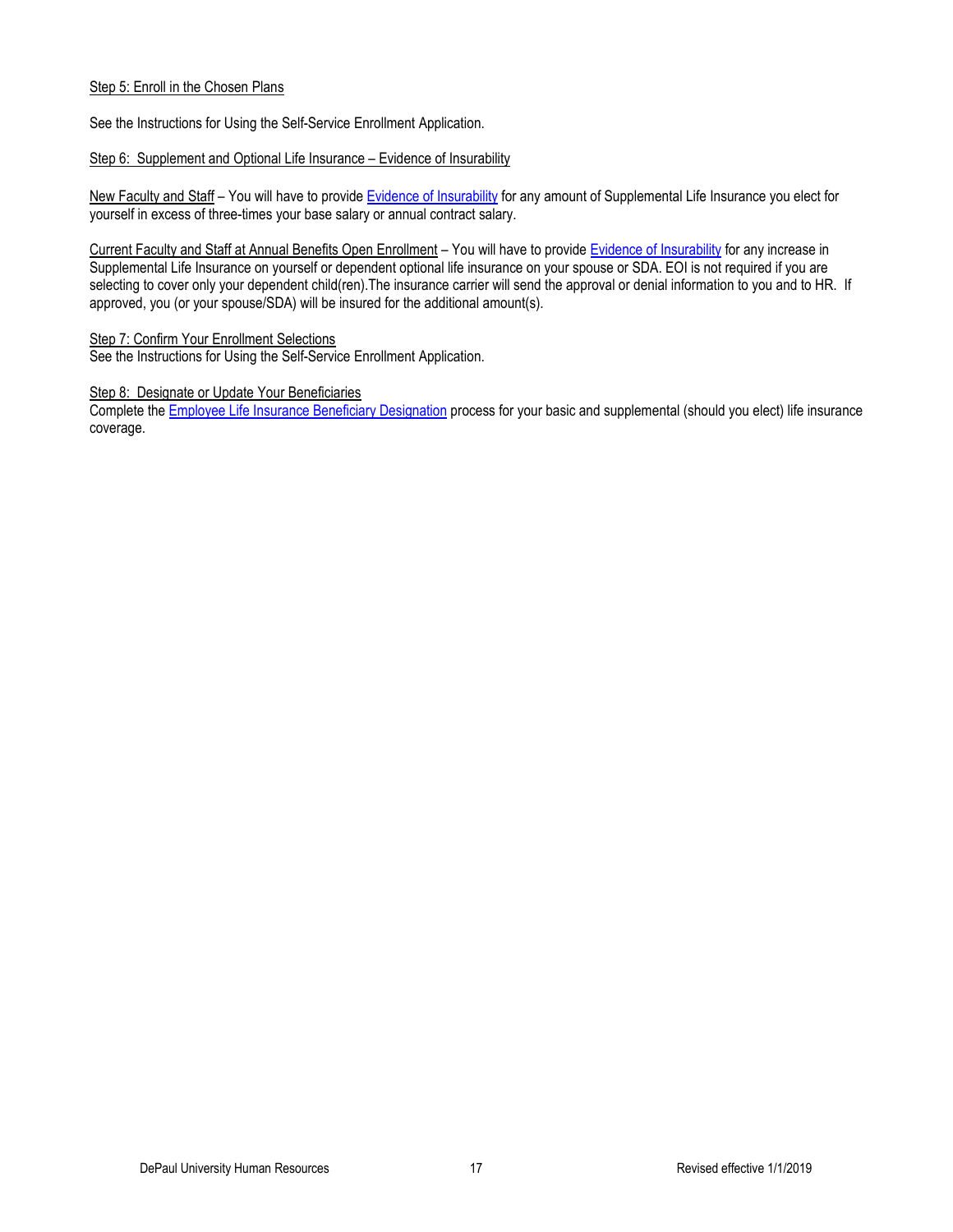Step 5: Enroll in the Chosen Plans

See the Instructions for Using the Self-Service Enrollment Application.

Step 6: Supplement and Optional Life Insurance – Evidence of Insurability

New Faculty and Staff – You will have to provide Evidence of Insurability for any amount of Supplemental Life Insurance you elect for yourself in excess of three-times your base salary or annual contract salary.

Current Faculty and Staff at Annual Benefits Open Enrollment – You will have to provide Evidence of Insurability for any increase in Supplemental Life Insurance on yourself or dependent optional life insurance on your spouse or SDA. EOI is not required if you are selecting to cover only your dependent child(ren).The insurance carrier will send the approval or denial information to you and to HR. If approved, you (or your spouse/SDA) will be insured for the additional amount(s).

Step 7: Confirm Your Enrollment Selections
See the Instructions for Using the Self-Service Enrollment Application.

Step 8: Designate or Update Your Beneficiaries
Complete the Employee Life Insurance Beneficiary Designation process for your basic and supplemental (should you elect) life insurance coverage.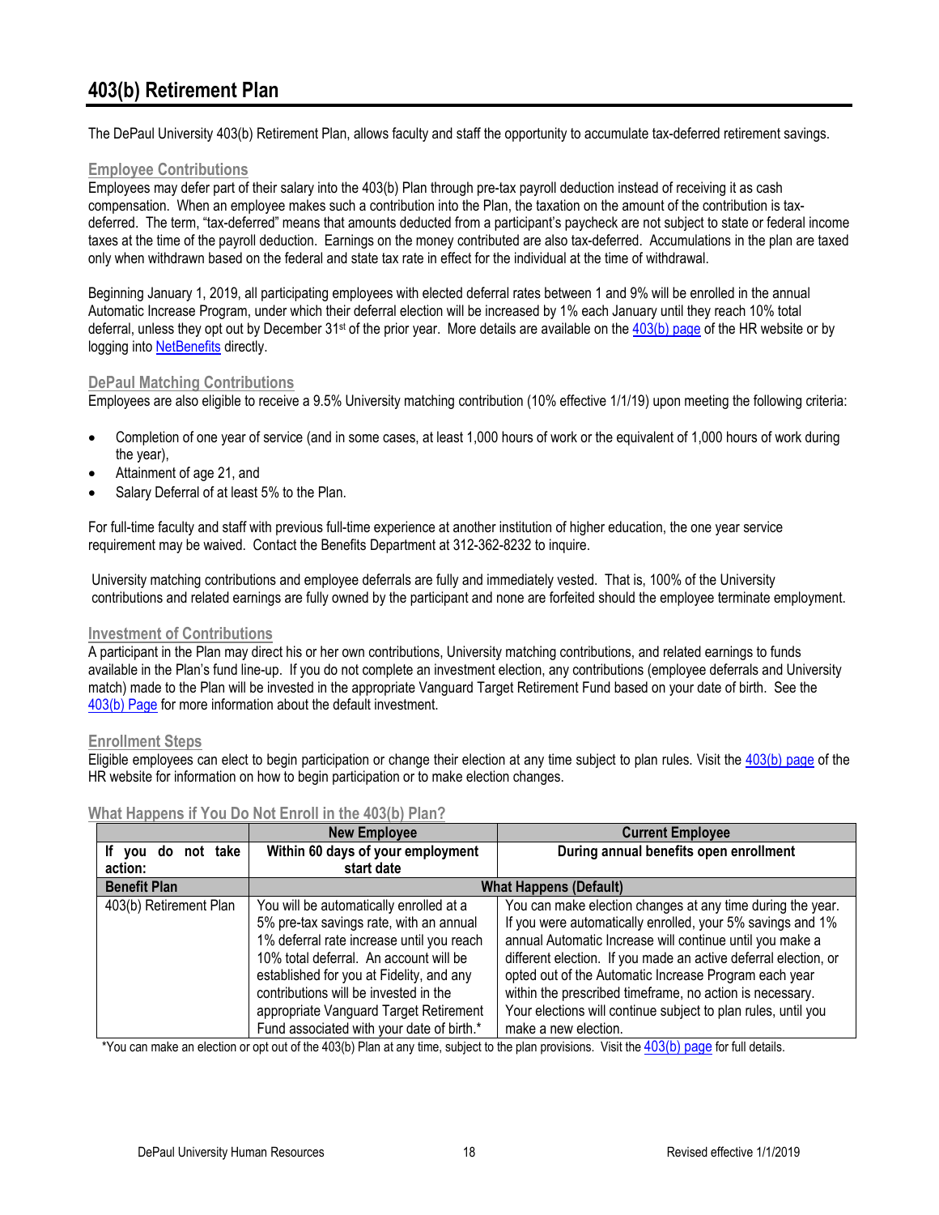# 403(b) Retirement Plan

The DePaul University 403(b) Retirement Plan, allows faculty and staff the opportunity to accumulate tax-deferred retirement savings.

## Employee Contributions

Employees may defer part of their salary into the 403(b) Plan through pre-tax payroll deduction instead of receiving it as cash compensation. When an employee makes such a contribution into the Plan, the taxation on the amount of the contribution is tax-deferred. The term, "tax-deferred" means that amounts deducted from a participant's paycheck are not subject to state or federal income taxes at the time of the payroll deduction. Earnings on the money contributed are also tax-deferred. Accumulations in the plan are taxed only when withdrawn based on the federal and state tax rate in effect for the individual at the time of withdrawal.

Beginning January 1, 2019, all participating employees with elected deferral rates between 1 and 9% will be enrolled in the annual Automatic Increase Program, under which their deferral election will be increased by 1% each January until they reach 10% total deferral, unless they opt out by December 31st of the prior year. More details are available on the 403(b) page of the HR website or by logging into NetBenefits directly.

## DePaul Matching Contributions

Employees are also eligible to receive a 9.5% University matching contribution (10% effective 1/1/19) upon meeting the following criteria:

- Completion of one year of service (and in some cases, at least 1,000 hours of work or the equivalent of 1,000 hours of work during the year),
- Attainment of age 21, and
- Salary Deferral of at least 5% to the Plan.

For full-time faculty and staff with previous full-time experience at another institution of higher education, the one year service requirement may be waived. Contact the Benefits Department at 312-362-8232 to inquire.

University matching contributions and employee deferrals are fully and immediately vested. That is, 100% of the University contributions and related earnings are fully owned by the participant and none are forfeited should the employee terminate employment.

## Investment of Contributions

A participant in the Plan may direct his or her own contributions, University matching contributions, and related earnings to funds available in the Plan's fund line-up. If you do not complete an investment election, any contributions (employee deferrals and University match) made to the Plan will be invested in the appropriate Vanguard Target Retirement Fund based on your date of birth. See the 403(b) Page for more information about the default investment.

## Enrollment Steps

Eligible employees can elect to begin participation or change their election at any time subject to plan rules. Visit the 403(b) page of the HR website for information on how to begin participation or to make election changes.

## What Happens if You Do Not Enroll in the 403(b) Plan?

| | New Employee | Current Employee |
|---|---|---|
| **If you do not take action:** | **Within 60 days of your employment start date** | **During annual benefits open enrollment** |
| **Benefit Plan** | **What Happens (Default)** | |
| 403(b) Retirement Plan | You will be automatically enrolled at a 5% pre-tax savings rate, with an annual 1% deferral rate increase until you reach 10% total deferral. An account will be established for you at Fidelity, and any contributions will be invested in the appropriate Vanguard Target Retirement Fund associated with your date of birth.* | You can make election changes at any time during the year. If you were automatically enrolled, your 5% savings and 1% annual Automatic Increase will continue until you make a different election. If you made an active deferral election, or opted out of the Automatic Increase Program each year within the prescribed timeframe, no action is necessary. Your elections will continue subject to plan rules, until you make a new election. |

*You can make an election or opt out of the 403(b) Plan at any time, subject to the plan provisions. Visit the 403(b) page for full details.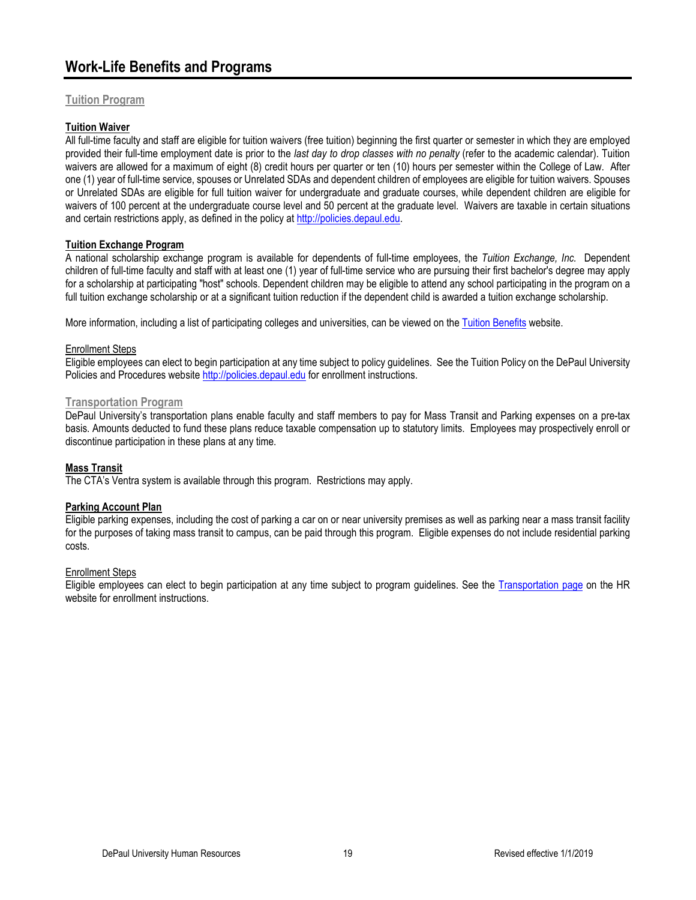# Work-Life Benefits and Programs

## Tuition Program

### Tuition Waiver

All full-time faculty and staff are eligible for tuition waivers (free tuition) beginning the first quarter or semester in which they are employed provided their full-time employment date is prior to the *last day to drop classes with no penalty* (refer to the academic calendar). Tuition waivers are allowed for a maximum of eight (8) credit hours per quarter or ten (10) hours per semester within the College of Law. After one (1) year of full-time service, spouses or Unrelated SDAs and dependent children of employees are eligible for tuition waivers. Spouses or Unrelated SDAs are eligible for full tuition waiver for undergraduate and graduate courses, while dependent children are eligible for waivers of 100 percent at the undergraduate course level and 50 percent at the graduate level. Waivers are taxable in certain situations and certain restrictions apply, as defined in the policy at [http://policies.depaul.edu](http://policies.depaul.edu).

### Tuition Exchange Program

A national scholarship exchange program is available for dependents of full-time employees, the *Tuition Exchange, Inc.* Dependent children of full-time faculty and staff with at least one (1) year of full-time service who are pursuing their first bachelor's degree may apply for a scholarship at participating "host" schools. Dependent children may be eligible to attend any school participating in the program on a full tuition exchange scholarship or at a significant tuition reduction if the dependent child is awarded a tuition exchange scholarship.

More information, including a list of participating colleges and universities, can be viewed on the Tuition Benefits website.

#### Enrollment Steps

Eligible employees can elect to begin participation at any time subject to policy guidelines. See the Tuition Policy on the DePaul University Policies and Procedures website [http://policies.depaul.edu](http://policies.depaul.edu) for enrollment instructions.

## Transportation Program

DePaul University's transportation plans enable faculty and staff members to pay for Mass Transit and Parking expenses on a pre-tax basis. Amounts deducted to fund these plans reduce taxable compensation up to statutory limits. Employees may prospectively enroll or discontinue participation in these plans at any time.

### Mass Transit

The CTA's Ventra system is available through this program. Restrictions may apply.

### Parking Account Plan

Eligible parking expenses, including the cost of parking a car on or near university premises as well as parking near a mass transit facility for the purposes of taking mass transit to campus, can be paid through this program. Eligible expenses do not include residential parking costs.

#### Enrollment Steps

Eligible employees can elect to begin participation at any time subject to program guidelines. See the Transportation page on the HR website for enrollment instructions.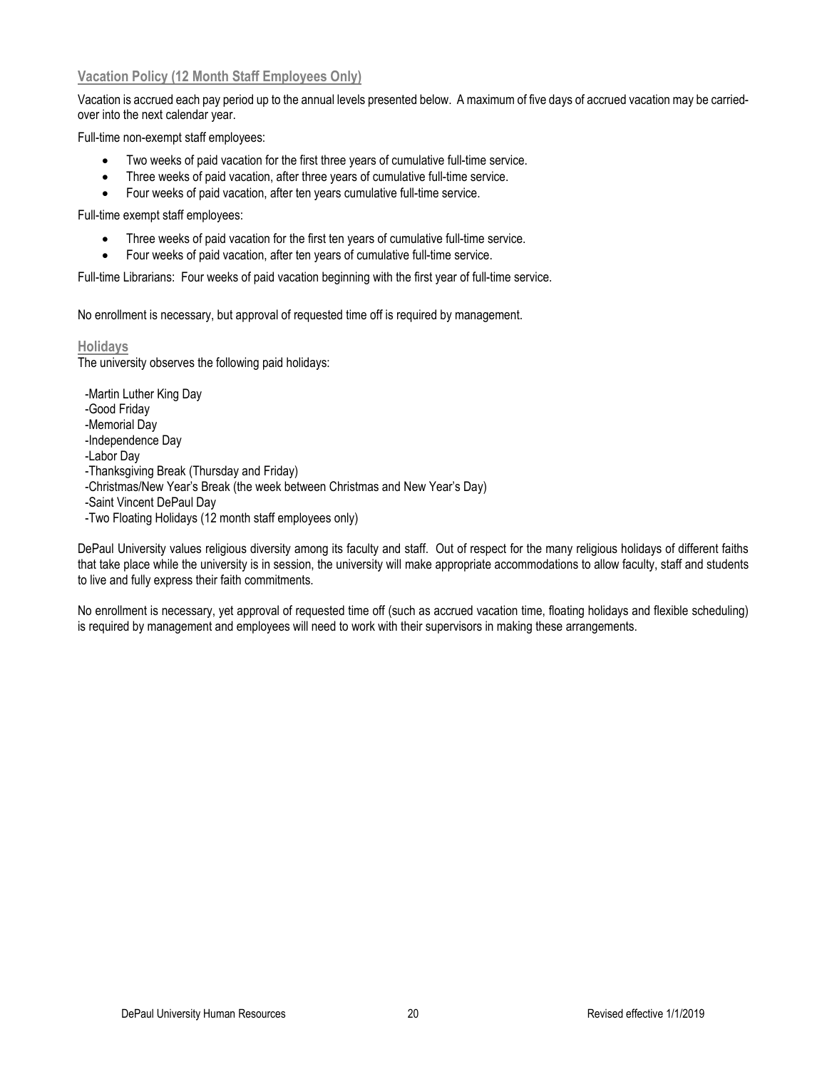### Vacation Policy (12 Month Staff Employees Only)

Vacation is accrued each pay period up to the annual levels presented below. A maximum of five days of accrued vacation may be carried-over into the next calendar year.

Full-time non-exempt staff employees:

- Two weeks of paid vacation for the first three years of cumulative full-time service.
- Three weeks of paid vacation, after three years of cumulative full-time service.
- Four weeks of paid vacation, after ten years cumulative full-time service.

Full-time exempt staff employees:

- Three weeks of paid vacation for the first ten years of cumulative full-time service.
- Four weeks of paid vacation, after ten years of cumulative full-time service.

Full-time Librarians: Four weeks of paid vacation beginning with the first year of full-time service.

No enrollment is necessary, but approval of requested time off is required by management.

### Holidays

The university observes the following paid holidays:

-Martin Luther King Day
-Good Friday
-Memorial Day
-Independence Day
-Labor Day
-Thanksgiving Break (Thursday and Friday)
-Christmas/New Year's Break (the week between Christmas and New Year's Day)
-Saint Vincent DePaul Day
-Two Floating Holidays (12 month staff employees only)

DePaul University values religious diversity among its faculty and staff. Out of respect for the many religious holidays of different faiths that take place while the university is in session, the university will make appropriate accommodations to allow faculty, staff and students to live and fully express their faith commitments.

No enrollment is necessary, yet approval of requested time off (such as accrued vacation time, floating holidays and flexible scheduling) is required by management and employees will need to work with their supervisors in making these arrangements.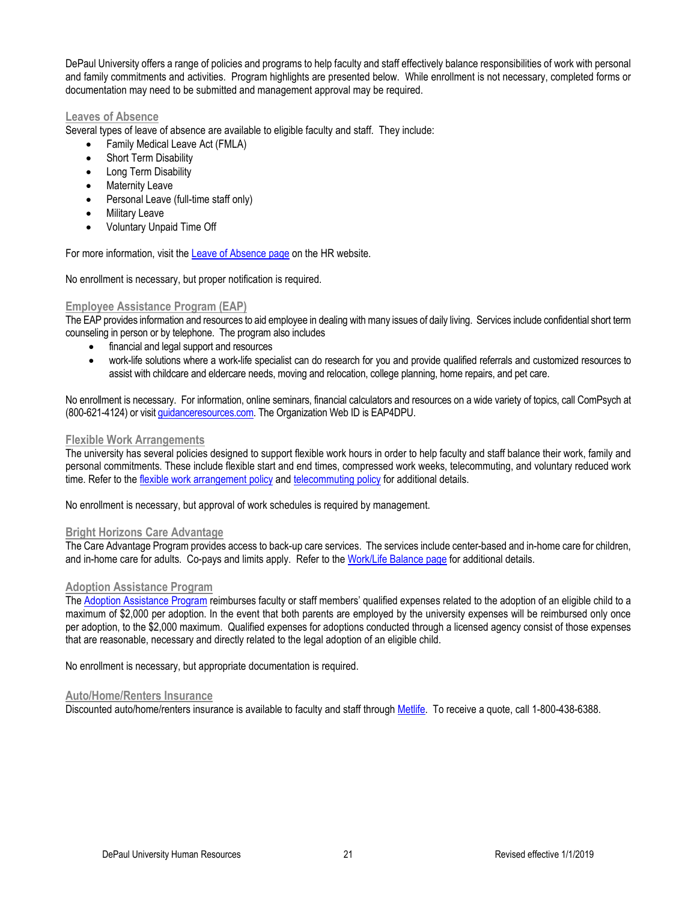DePaul University offers a range of policies and programs to help faculty and staff effectively balance responsibilities of work with personal and family commitments and activities. Program highlights are presented below. While enrollment is not necessary, completed forms or documentation may need to be submitted and management approval may be required.

## Leaves of Absence

Several types of leave of absence are available to eligible faculty and staff. They include:

- Family Medical Leave Act (FMLA)
- Short Term Disability
- Long Term Disability
- Maternity Leave
- Personal Leave (full-time staff only)
- Military Leave
- Voluntary Unpaid Time Off

For more information, visit the Leave of Absence page on the HR website.

No enrollment is necessary, but proper notification is required.

## Employee Assistance Program (EAP)

The EAP provides information and resources to aid employee in dealing with many issues of daily living. Services include confidential short term counseling in person or by telephone. The program also includes

- financial and legal support and resources
- work-life solutions where a work-life specialist can do research for you and provide qualified referrals and customized resources to assist with childcare and eldercare needs, moving and relocation, college planning, home repairs, and pet care.

No enrollment is necessary. For information, online seminars, financial calculators and resources on a wide variety of topics, call ComPsych at (800-621-4124) or visit guidanceresources.com. The Organization Web ID is EAP4DPU.

## Flexible Work Arrangements

The university has several policies designed to support flexible work hours in order to help faculty and staff balance their work, family and personal commitments. These include flexible start and end times, compressed work weeks, telecommuting, and voluntary reduced work time. Refer to the flexible work arrangement policy and telecommuting policy for additional details.

No enrollment is necessary, but approval of work schedules is required by management.

## Bright Horizons Care Advantage

The Care Advantage Program provides access to back-up care services. The services include center-based and in-home care for children, and in-home care for adults. Co-pays and limits apply. Refer to the Work/Life Balance page for additional details.

## Adoption Assistance Program

The Adoption Assistance Program reimburses faculty or staff members' qualified expenses related to the adoption of an eligible child to a maximum of $2,000 per adoption. In the event that both parents are employed by the university expenses will be reimbursed only once per adoption, to the $2,000 maximum. Qualified expenses for adoptions conducted through a licensed agency consist of those expenses that are reasonable, necessary and directly related to the legal adoption of an eligible child.

No enrollment is necessary, but appropriate documentation is required.

## Auto/Home/Renters Insurance

Discounted auto/home/renters insurance is available to faculty and staff through Metlife. To receive a quote, call 1-800-438-6388.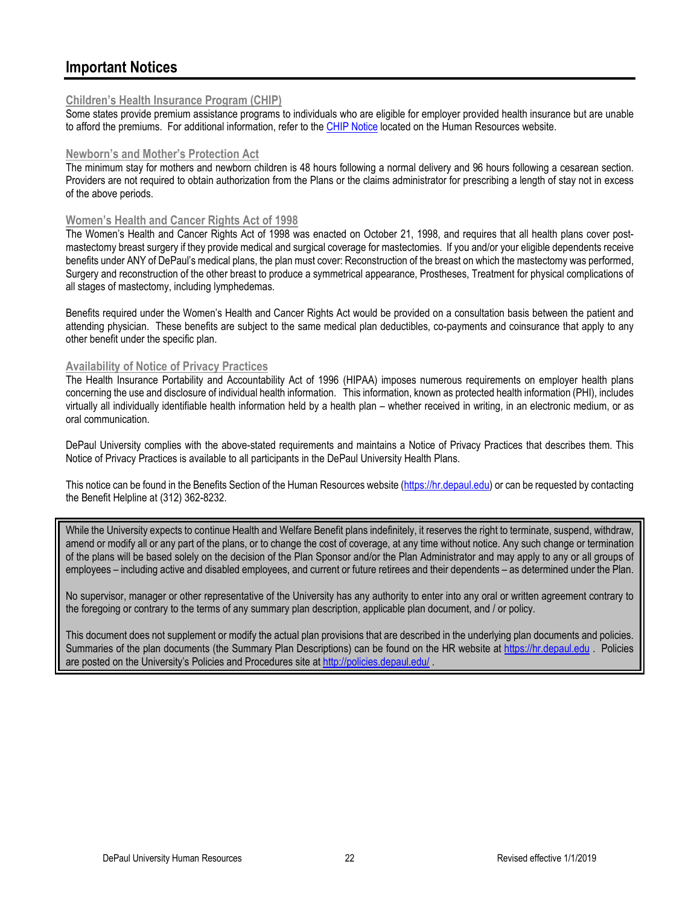# Important Notices

### Children's Health Insurance Program (CHIP)

Some states provide premium assistance programs to individuals who are eligible for employer provided health insurance but are unable to afford the premiums. For additional information, refer to the CHIP Notice located on the Human Resources website.

### Newborn's and Mother's Protection Act

The minimum stay for mothers and newborn children is 48 hours following a normal delivery and 96 hours following a cesarean section. Providers are not required to obtain authorization from the Plans or the claims administrator for prescribing a length of stay not in excess of the above periods.

### Women's Health and Cancer Rights Act of 1998

The Women's Health and Cancer Rights Act of 1998 was enacted on October 21, 1998, and requires that all health plans cover post-mastectomy breast surgery if they provide medical and surgical coverage for mastectomies. If you and/or your eligible dependents receive benefits under ANY of DePaul's medical plans, the plan must cover: Reconstruction of the breast on which the mastectomy was performed, Surgery and reconstruction of the other breast to produce a symmetrical appearance, Prostheses, Treatment for physical complications of all stages of mastectomy, including lymphedemas.

Benefits required under the Women's Health and Cancer Rights Act would be provided on a consultation basis between the patient and attending physician. These benefits are subject to the same medical plan deductibles, co-payments and coinsurance that apply to any other benefit under the specific plan.

### Availability of Notice of Privacy Practices

The Health Insurance Portability and Accountability Act of 1996 (HIPAA) imposes numerous requirements on employer health plans concerning the use and disclosure of individual health information. This information, known as protected health information (PHI), includes virtually all individually identifiable health information held by a health plan – whether received in writing, in an electronic medium, or as oral communication.

DePaul University complies with the above-stated requirements and maintains a Notice of Privacy Practices that describes them. This Notice of Privacy Practices is available to all participants in the DePaul University Health Plans.

This notice can be found in the Benefits Section of the Human Resources website (https://hr.depaul.edu) or can be requested by contacting the Benefit Helpline at (312) 362-8232.

---

While the University expects to continue Health and Welfare Benefit plans indefinitely, it reserves the right to terminate, suspend, withdraw, amend or modify all or any part of the plans, or to change the cost of coverage, at any time without notice. Any such change or termination of the plans will be based solely on the decision of the Plan Sponsor and/or the Plan Administrator and may apply to any or all groups of employees – including active and disabled employees, and current or future retirees and their dependents – as determined under the Plan.

No supervisor, manager or other representative of the University has any authority to enter into any oral or written agreement contrary to the foregoing or contrary to the terms of any summary plan description, applicable plan document, and / or policy.

This document does not supplement or modify the actual plan provisions that are described in the underlying plan documents and policies. Summaries of the plan documents (the Summary Plan Descriptions) can be found on the HR website at https://hr.depaul.edu . Policies are posted on the University's Policies and Procedures site at http://policies.depaul.edu/ .